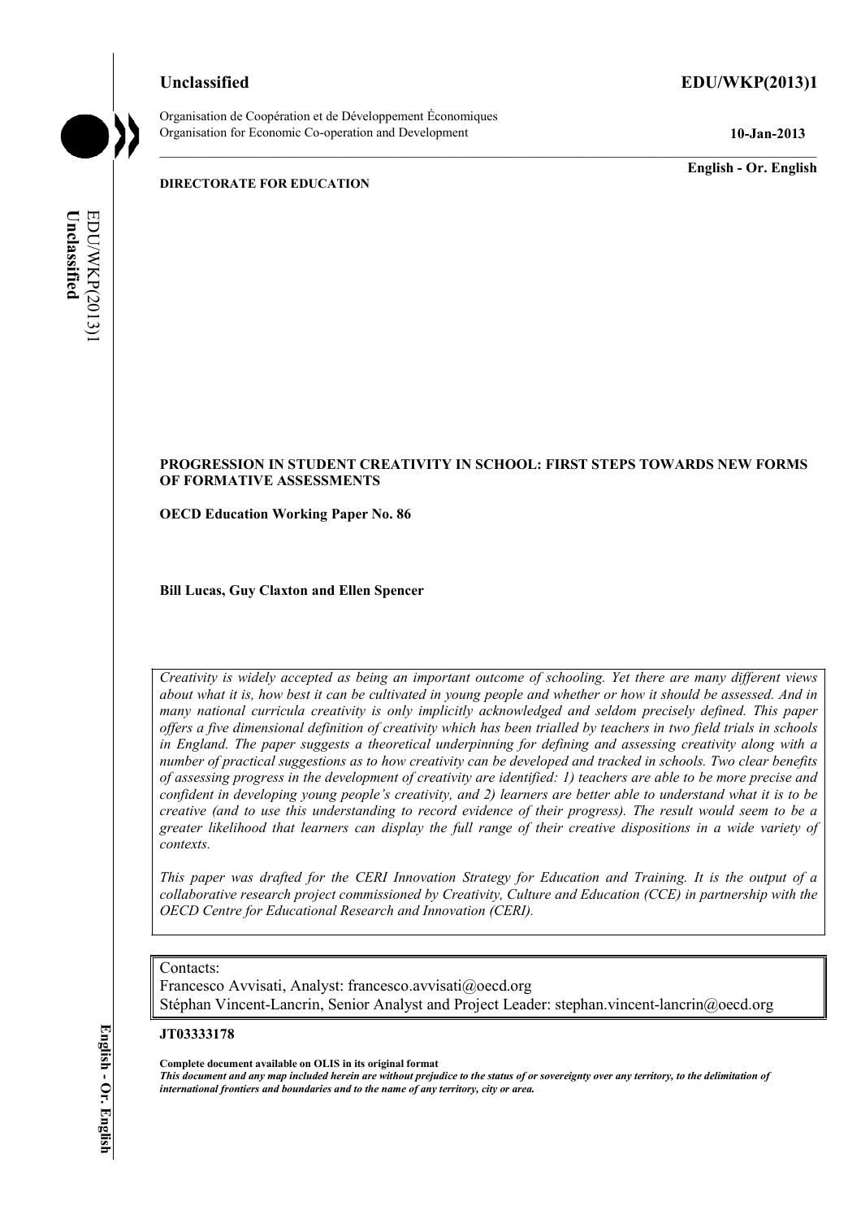Unclassified **EDU/WKP(2013)1**

Organisation de Coopération et de Développement Économiques
Organisation for Economic Co-operation and Development **10-Jan-2013**

**English - Or. English**

**DIRECTORATE FOR EDUCATION**

**PROGRESSION IN STUDENT CREATIVITY IN SCHOOL: FIRST STEPS TOWARDS NEW FORMS OF FORMATIVE ASSESSMENTS**

**OECD Education Working Paper No. 86**

**Bill Lucas, Guy Claxton and Ellen Spencer**

*Creativity is widely accepted as being an important outcome of schooling. Yet there are many different views about what it is, how best it can be cultivated in young people and whether or how it should be assessed. And in many national curricula creativity is only implicitly acknowledged and seldom precisely defined. This paper offers a five dimensional definition of creativity which has been trialled by teachers in two field trials in schools in England. The paper suggests a theoretical underpinning for defining and assessing creativity along with a number of practical suggestions as to how creativity can be developed and tracked in schools. Two clear benefits of assessing progress in the development of creativity are identified: 1) teachers are able to be more precise and confident in developing young people's creativity, and 2) learners are better able to understand what it is to be creative (and to use this understanding to record evidence of their progress). The result would seem to be a greater likelihood that learners can display the full range of their creative dispositions in a wide variety of contexts.*

*This paper was drafted for the CERI Innovation Strategy for Education and Training. It is the output of a collaborative research project commissioned by Creativity, Culture and Education (CCE) in partnership with the OECD Centre for Educational Research and Innovation (CERI).*

Contacts:
Francesco Avvisati, Analyst: francesco.avvisati@oecd.org
Stéphan Vincent-Lancrin, Senior Analyst and Project Leader: stephan.vincent-lancrin@oecd.org

**JT03333178**

**Complete document available on OLIS in its original format**
***This document and any map included herein are without prejudice to the status of or sovereignty over any territory, to the delimitation of international frontiers and boundaries and to the name of any territory, city or area.***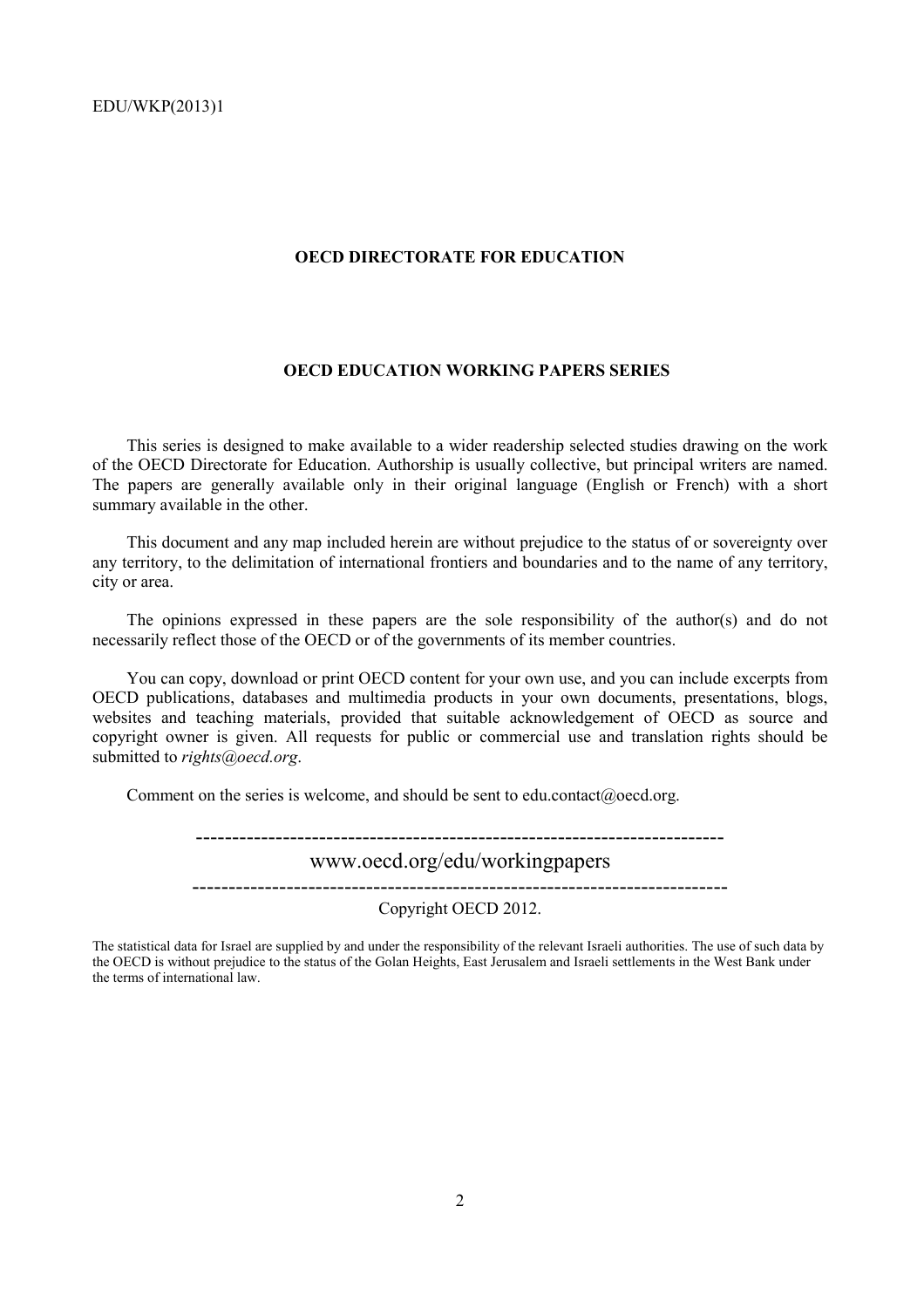**OECD DIRECTORATE FOR EDUCATION**

**OECD EDUCATION WORKING PAPERS SERIES**

This series is designed to make available to a wider readership selected studies drawing on the work of the OECD Directorate for Education. Authorship is usually collective, but principal writers are named. The papers are generally available only in their original language (English or French) with a short summary available in the other.

This document and any map included herein are without prejudice to the status of or sovereignty over any territory, to the delimitation of international frontiers and boundaries and to the name of any territory, city or area.

The opinions expressed in these papers are the sole responsibility of the author(s) and do not necessarily reflect those of the OECD or of the governments of its member countries.

You can copy, download or print OECD content for your own use, and you can include excerpts from OECD publications, databases and multimedia products in your own documents, presentations, blogs, websites and teaching materials, provided that suitable acknowledgement of OECD as source and copyright owner is given. All requests for public or commercial use and translation rights should be submitted to *rights@oecd.org*.

Comment on the series is welcome, and should be sent to edu.contact@oecd.org.

---

www.oecd.org/edu/workingpapers

---

Copyright OECD 2012.

The statistical data for Israel are supplied by and under the responsibility of the relevant Israeli authorities. The use of such data by the OECD is without prejudice to the status of the Golan Heights, East Jerusalem and Israeli settlements in the West Bank under the terms of international law.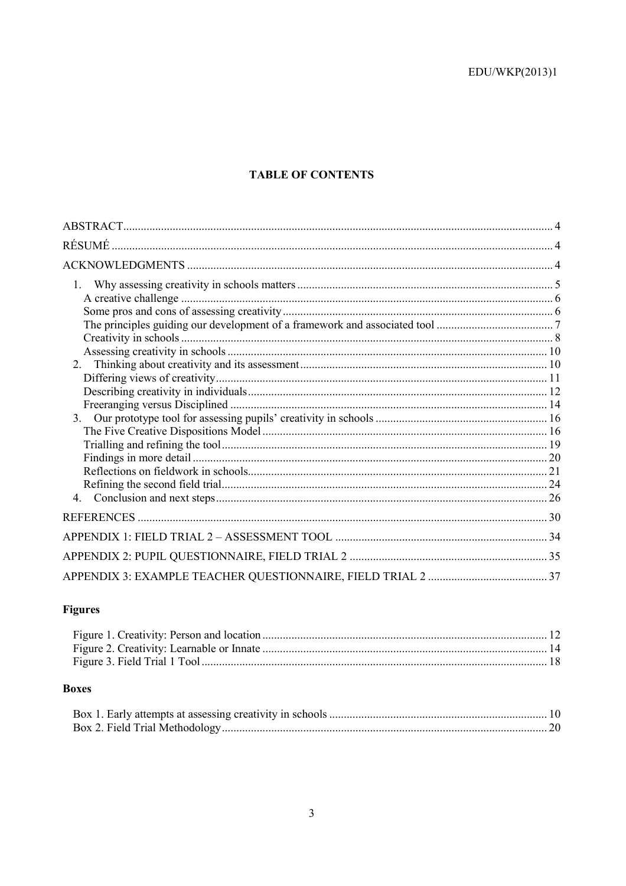**TABLE OF CONTENTS**

ABSTRACT .... 4
RÉSUMÉ .... 4
ACKNOWLEDGMENTS .... 4

1. Why assessing creativity in schools matters .... 5
   - A creative challenge .... 6
   - Some pros and cons of assessing creativity .... 6
   - The principles guiding our development of a framework and associated tool .... 7
   - Creativity in schools .... 8
   - Assessing creativity in schools .... 10
2. Thinking about creativity and its assessment .... 10
   - Differing views of creativity .... 11
   - Describing creativity in individuals .... 12
   - Freeranging versus Disciplined .... 14
3. Our prototype tool for assessing pupils' creativity in schools .... 16
   - The Five Creative Dispositions Model .... 16
   - Trialling and refining the tool .... 19
   - Findings in more detail .... 20
   - Reflections on fieldwork in schools .... 21
   - Refining the second field trial .... 24
4. Conclusion and next steps .... 26

REFERENCES .... 30
APPENDIX 1: FIELD TRIAL 2 – ASSESSMENT TOOL .... 34
APPENDIX 2: PUPIL QUESTIONNAIRE, FIELD TRIAL 2 .... 35
APPENDIX 3: EXAMPLE TEACHER QUESTIONNAIRE, FIELD TRIAL 2 .... 37

**Figures**

Figure 1. Creativity: Person and location .... 12
Figure 2. Creativity: Learnable or Innate .... 14
Figure 3. Field Trial 1 Tool .... 18

**Boxes**

Box 1. Early attempts at assessing creativity in schools .... 10
Box 2. Field Trial Methodology .... 20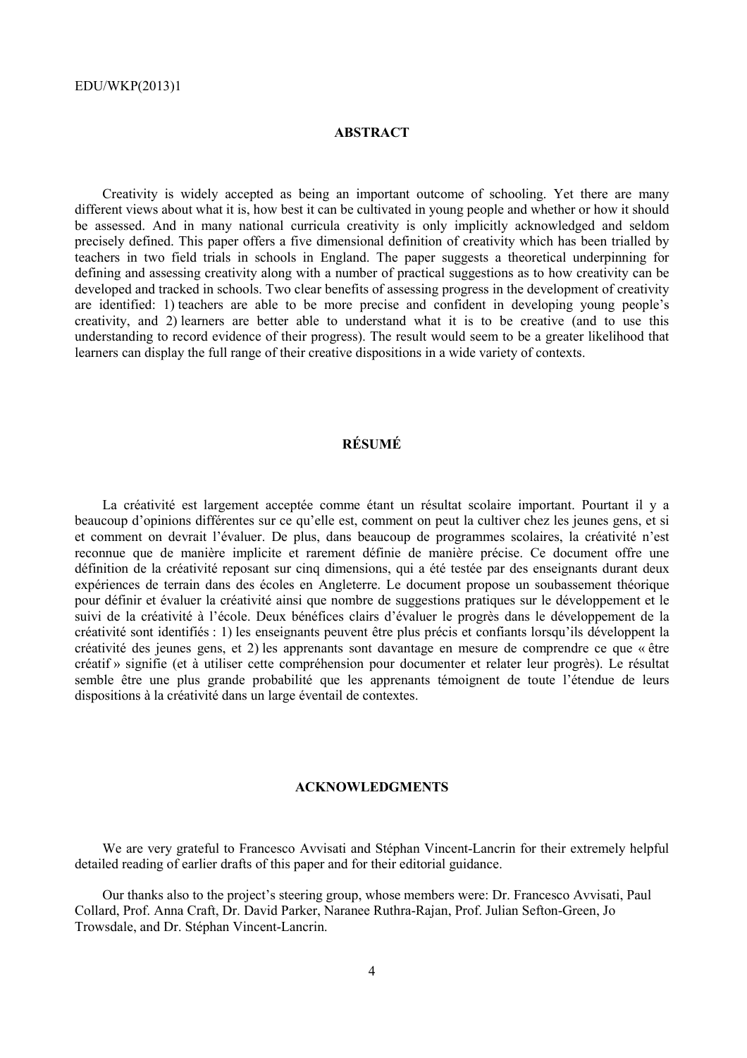## ABSTRACT

Creativity is widely accepted as being an important outcome of schooling. Yet there are many different views about what it is, how best it can be cultivated in young people and whether or how it should be assessed. And in many national curricula creativity is only implicitly acknowledged and seldom precisely defined. This paper offers a five dimensional definition of creativity which has been trialled by teachers in two field trials in schools in England. The paper suggests a theoretical underpinning for defining and assessing creativity along with a number of practical suggestions as to how creativity can be developed and tracked in schools. Two clear benefits of assessing progress in the development of creativity are identified: 1) teachers are able to be more precise and confident in developing young people's creativity, and 2) learners are better able to understand what it is to be creative (and to use this understanding to record evidence of their progress). The result would seem to be a greater likelihood that learners can display the full range of their creative dispositions in a wide variety of contexts.

## RÉSUMÉ

La créativité est largement acceptée comme étant un résultat scolaire important. Pourtant il y a beaucoup d'opinions différentes sur ce qu'elle est, comment on peut la cultiver chez les jeunes gens, et si et comment on devrait l'évaluer. De plus, dans beaucoup de programmes scolaires, la créativité n'est reconnue que de manière implicite et rarement définie de manière précise. Ce document offre une définition de la créativité reposant sur cinq dimensions, qui a été testée par des enseignants durant deux expériences de terrain dans des écoles en Angleterre. Le document propose un soubassement théorique pour définir et évaluer la créativité ainsi que nombre de suggestions pratiques sur le développement et le suivi de la créativité à l'école. Deux bénéfices clairs d'évaluer le progrès dans le développement de la créativité sont identifiés : 1) les enseignants peuvent être plus précis et confiants lorsqu'ils développent la créativité des jeunes gens, et 2) les apprenants sont davantage en mesure de comprendre ce que « être créatif » signifie (et à utiliser cette compréhension pour documenter et relater leur progrès). Le résultat semble être une plus grande probabilité que les apprenants témoignent de toute l'étendue de leurs dispositions à la créativité dans un large éventail de contextes.

## ACKNOWLEDGMENTS

We are very grateful to Francesco Avvisati and Stéphan Vincent-Lancrin for their extremely helpful detailed reading of earlier drafts of this paper and for their editorial guidance.

Our thanks also to the project's steering group, whose members were: Dr. Francesco Avvisati, Paul Collard, Prof. Anna Craft, Dr. David Parker, Naranee Ruthra-Rajan, Prof. Julian Sefton-Green, Jo Trowsdale, and Dr. Stéphan Vincent-Lancrin.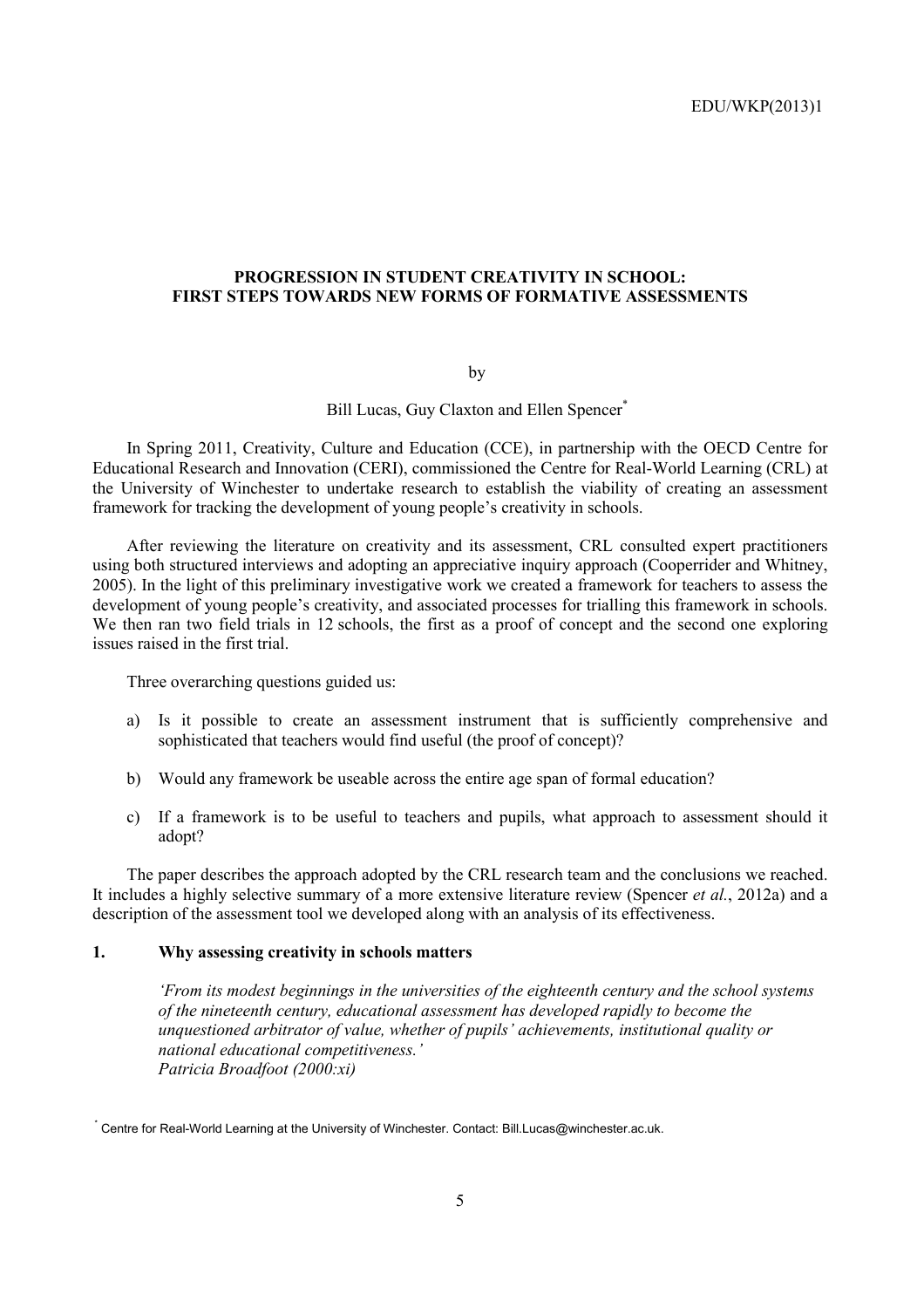# PROGRESSION IN STUDENT CREATIVITY IN SCHOOL: FIRST STEPS TOWARDS NEW FORMS OF FORMATIVE ASSESSMENTS

by

Bill Lucas, Guy Claxton and Ellen Spencer[*]

In Spring 2011, Creativity, Culture and Education (CCE), in partnership with the OECD Centre for Educational Research and Innovation (CERI), commissioned the Centre for Real-World Learning (CRL) at the University of Winchester to undertake research to establish the viability of creating an assessment framework for tracking the development of young people's creativity in schools.

After reviewing the literature on creativity and its assessment, CRL consulted expert practitioners using both structured interviews and adopting an appreciative inquiry approach (Cooperrider and Whitney, 2005). In the light of this preliminary investigative work we created a framework for teachers to assess the development of young people's creativity, and associated processes for trialling this framework in schools. We then ran two field trials in 12 schools, the first as a proof of concept and the second one exploring issues raised in the first trial.

Three overarching questions guided us:

a) Is it possible to create an assessment instrument that is sufficiently comprehensive and sophisticated that teachers would find useful (the proof of concept)?

b) Would any framework be useable across the entire age span of formal education?

c) If a framework is to be useful to teachers and pupils, what approach to assessment should it adopt?

The paper describes the approach adopted by the CRL research team and the conclusions we reached. It includes a highly selective summary of a more extensive literature review (Spencer *et al.*, 2012a) and a description of the assessment tool we developed along with an analysis of its effectiveness.

## 1. Why assessing creativity in schools matters

> *'From its modest beginnings in the universities of the eighteenth century and the school systems of the nineteenth century, educational assessment has developed rapidly to become the unquestioned arbitrator of value, whether of pupils' achievements, institutional quality or national educational competitiveness.'*
> *Patricia Broadfoot (2000:xi)*

[*] Centre for Real-World Learning at the University of Winchester. Contact: Bill.Lucas@winchester.ac.uk.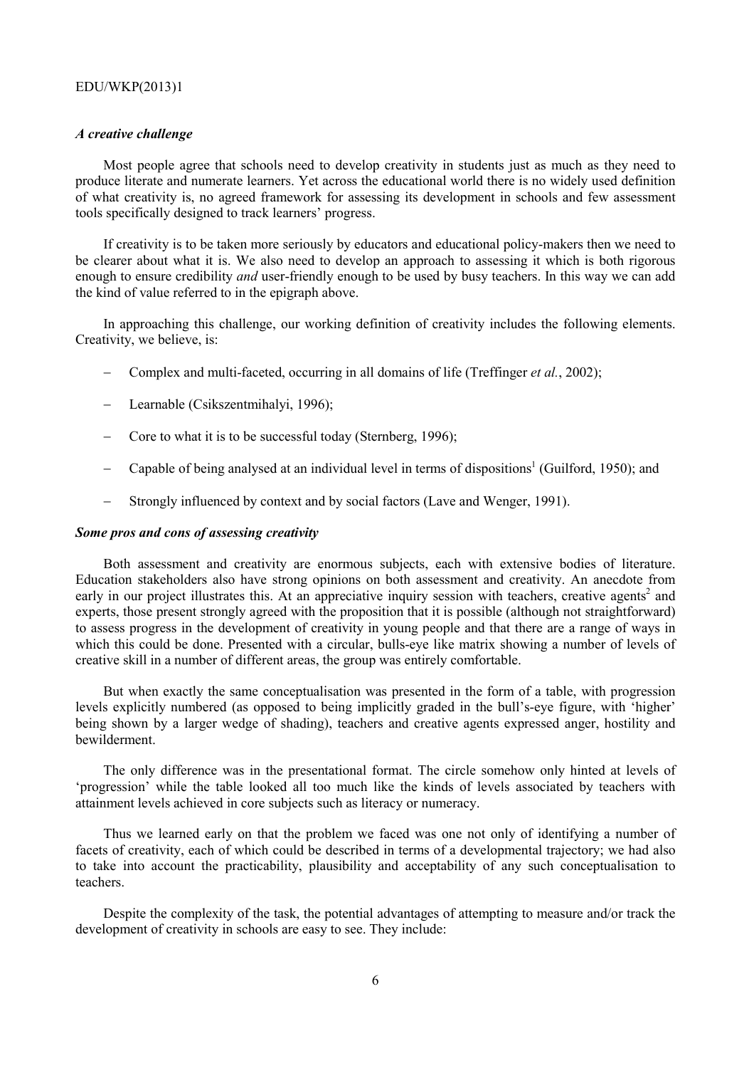### *A creative challenge*

Most people agree that schools need to develop creativity in students just as much as they need to produce literate and numerate learners. Yet across the educational world there is no widely used definition of what creativity is, no agreed framework for assessing its development in schools and few assessment tools specifically designed to track learners' progress.

If creativity is to be taken more seriously by educators and educational policy-makers then we need to be clearer about what it is. We also need to develop an approach to assessing it which is both rigorous enough to ensure credibility *and* user-friendly enough to be used by busy teachers. In this way we can add the kind of value referred to in the epigraph above.

In approaching this challenge, our working definition of creativity includes the following elements. Creativity, we believe, is:

- Complex and multi-faceted, occurring in all domains of life (Treffinger *et al.*, 2002);
- Learnable (Csikszentmihalyi, 1996);
- Core to what it is to be successful today (Sternberg, 1996);
- Capable of being analysed at an individual level in terms of dispositions[1] (Guilford, 1950); and
- Strongly influenced by context and by social factors (Lave and Wenger, 1991).

### *Some pros and cons of assessing creativity*

Both assessment and creativity are enormous subjects, each with extensive bodies of literature. Education stakeholders also have strong opinions on both assessment and creativity. An anecdote from early in our project illustrates this. At an appreciative inquiry session with teachers, creative agents[2] and experts, those present strongly agreed with the proposition that it is possible (although not straightforward) to assess progress in the development of creativity in young people and that there are a range of ways in which this could be done. Presented with a circular, bulls-eye like matrix showing a number of levels of creative skill in a number of different areas, the group was entirely comfortable.

But when exactly the same conceptualisation was presented in the form of a table, with progression levels explicitly numbered (as opposed to being implicitly graded in the bull's-eye figure, with 'higher' being shown by a larger wedge of shading), teachers and creative agents expressed anger, hostility and bewilderment.

The only difference was in the presentational format. The circle somehow only hinted at levels of 'progression' while the table looked all too much like the kinds of levels associated by teachers with attainment levels achieved in core subjects such as literacy or numeracy.

Thus we learned early on that the problem we faced was one not only of identifying a number of facets of creativity, each of which could be described in terms of a developmental trajectory; we had also to take into account the practicability, plausibility and acceptability of any such conceptualisation to teachers.

Despite the complexity of the task, the potential advantages of attempting to measure and/or track the development of creativity in schools are easy to see. They include: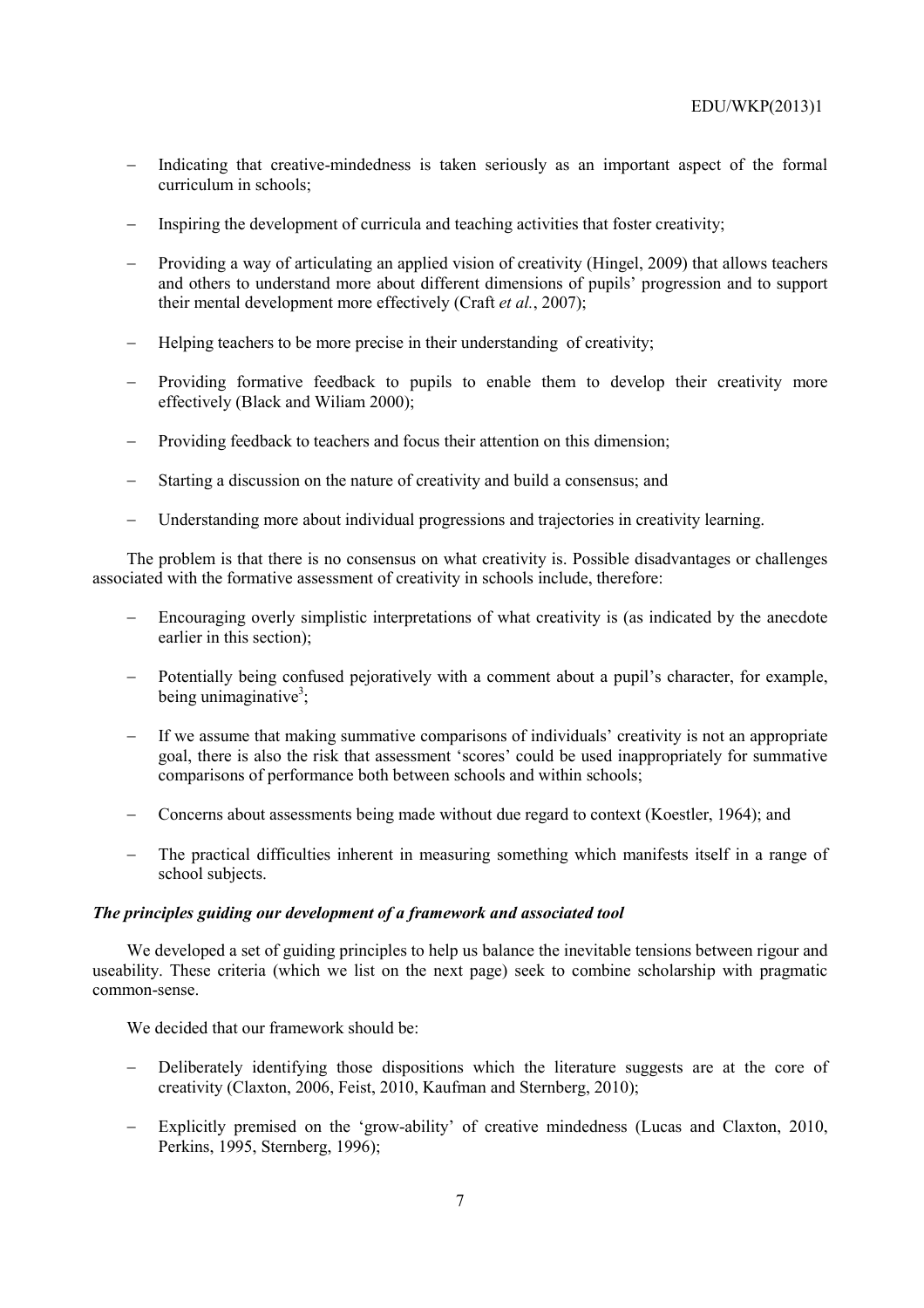- Indicating that creative-mindedness is taken seriously as an important aspect of the formal curriculum in schools;
- Inspiring the development of curricula and teaching activities that foster creativity;
- Providing a way of articulating an applied vision of creativity (Hingel, 2009) that allows teachers and others to understand more about different dimensions of pupils' progression and to support their mental development more effectively (Craft *et al.*, 2007);
- Helping teachers to be more precise in their understanding of creativity;
- Providing formative feedback to pupils to enable them to develop their creativity more effectively (Black and Wiliam 2000);
- Providing feedback to teachers and focus their attention on this dimension;
- Starting a discussion on the nature of creativity and build a consensus; and
- Understanding more about individual progressions and trajectories in creativity learning.

The problem is that there is no consensus on what creativity is. Possible disadvantages or challenges associated with the formative assessment of creativity in schools include, therefore:

- Encouraging overly simplistic interpretations of what creativity is (as indicated by the anecdote earlier in this section);
- Potentially being confused pejoratively with a comment about a pupil's character, for example, being unimaginative[3];
- If we assume that making summative comparisons of individuals' creativity is not an appropriate goal, there is also the risk that assessment 'scores' could be used inappropriately for summative comparisons of performance both between schools and within schools;
- Concerns about assessments being made without due regard to context (Koestler, 1964); and
- The practical difficulties inherent in measuring something which manifests itself in a range of school subjects.

***The principles guiding our development of a framework and associated tool***

We developed a set of guiding principles to help us balance the inevitable tensions between rigour and useability. These criteria (which we list on the next page) seek to combine scholarship with pragmatic common-sense.

We decided that our framework should be:

- Deliberately identifying those dispositions which the literature suggests are at the core of creativity (Claxton, 2006, Feist, 2010, Kaufman and Sternberg, 2010);
- Explicitly premised on the 'grow-ability' of creative mindedness (Lucas and Claxton, 2010, Perkins, 1995, Sternberg, 1996);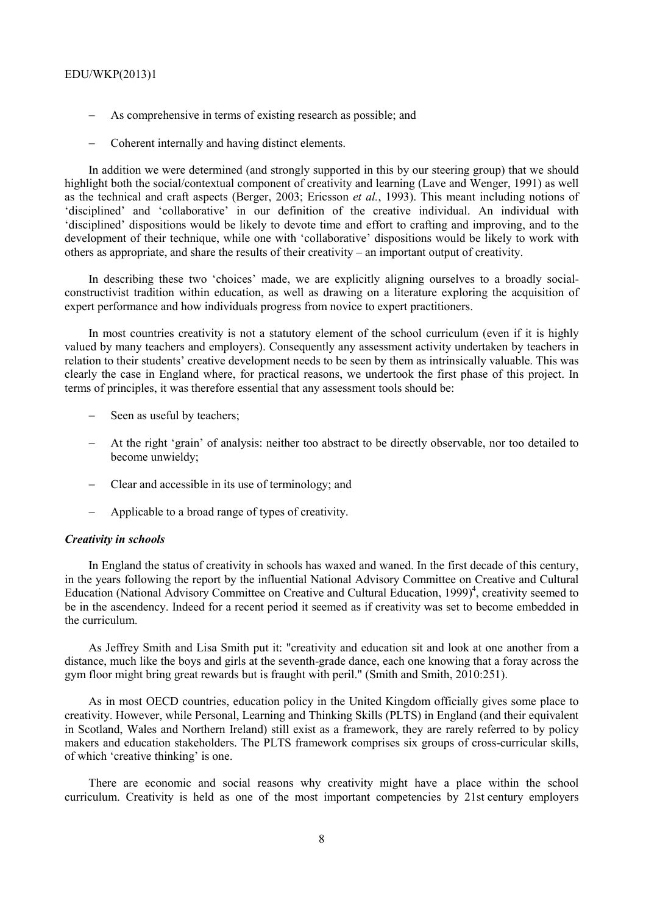- As comprehensive in terms of existing research as possible; and
- Coherent internally and having distinct elements.

In addition we were determined (and strongly supported in this by our steering group) that we should highlight both the social/contextual component of creativity and learning (Lave and Wenger, 1991) as well as the technical and craft aspects (Berger, 2003; Ericsson *et al.*, 1993). This meant including notions of 'disciplined' and 'collaborative' in our definition of the creative individual. An individual with 'disciplined' dispositions would be likely to devote time and effort to crafting and improving, and to the development of their technique, while one with 'collaborative' dispositions would be likely to work with others as appropriate, and share the results of their creativity – an important output of creativity.

In describing these two 'choices' made, we are explicitly aligning ourselves to a broadly social-constructivist tradition within education, as well as drawing on a literature exploring the acquisition of expert performance and how individuals progress from novice to expert practitioners.

In most countries creativity is not a statutory element of the school curriculum (even if it is highly valued by many teachers and employers). Consequently any assessment activity undertaken by teachers in relation to their students' creative development needs to be seen by them as intrinsically valuable. This was clearly the case in England where, for practical reasons, we undertook the first phase of this project. In terms of principles, it was therefore essential that any assessment tools should be:

- Seen as useful by teachers;
- At the right 'grain' of analysis: neither too abstract to be directly observable, nor too detailed to become unwieldy;
- Clear and accessible in its use of terminology; and
- Applicable to a broad range of types of creativity.

### *Creativity in schools*

In England the status of creativity in schools has waxed and waned. In the first decade of this century, in the years following the report by the influential National Advisory Committee on Creative and Cultural Education (National Advisory Committee on Creative and Cultural Education, 1999)[4], creativity seemed to be in the ascendency. Indeed for a recent period it seemed as if creativity was set to become embedded in the curriculum.

As Jeffrey Smith and Lisa Smith put it: "creativity and education sit and look at one another from a distance, much like the boys and girls at the seventh-grade dance, each one knowing that a foray across the gym floor might bring great rewards but is fraught with peril." (Smith and Smith, 2010:251).

As in most OECD countries, education policy in the United Kingdom officially gives some place to creativity. However, while Personal, Learning and Thinking Skills (PLTS) in England (and their equivalent in Scotland, Wales and Northern Ireland) still exist as a framework, they are rarely referred to by policy makers and education stakeholders. The PLTS framework comprises six groups of cross-curricular skills, of which 'creative thinking' is one.

There are economic and social reasons why creativity might have a place within the school curriculum. Creativity is held as one of the most important competencies by 21st century employers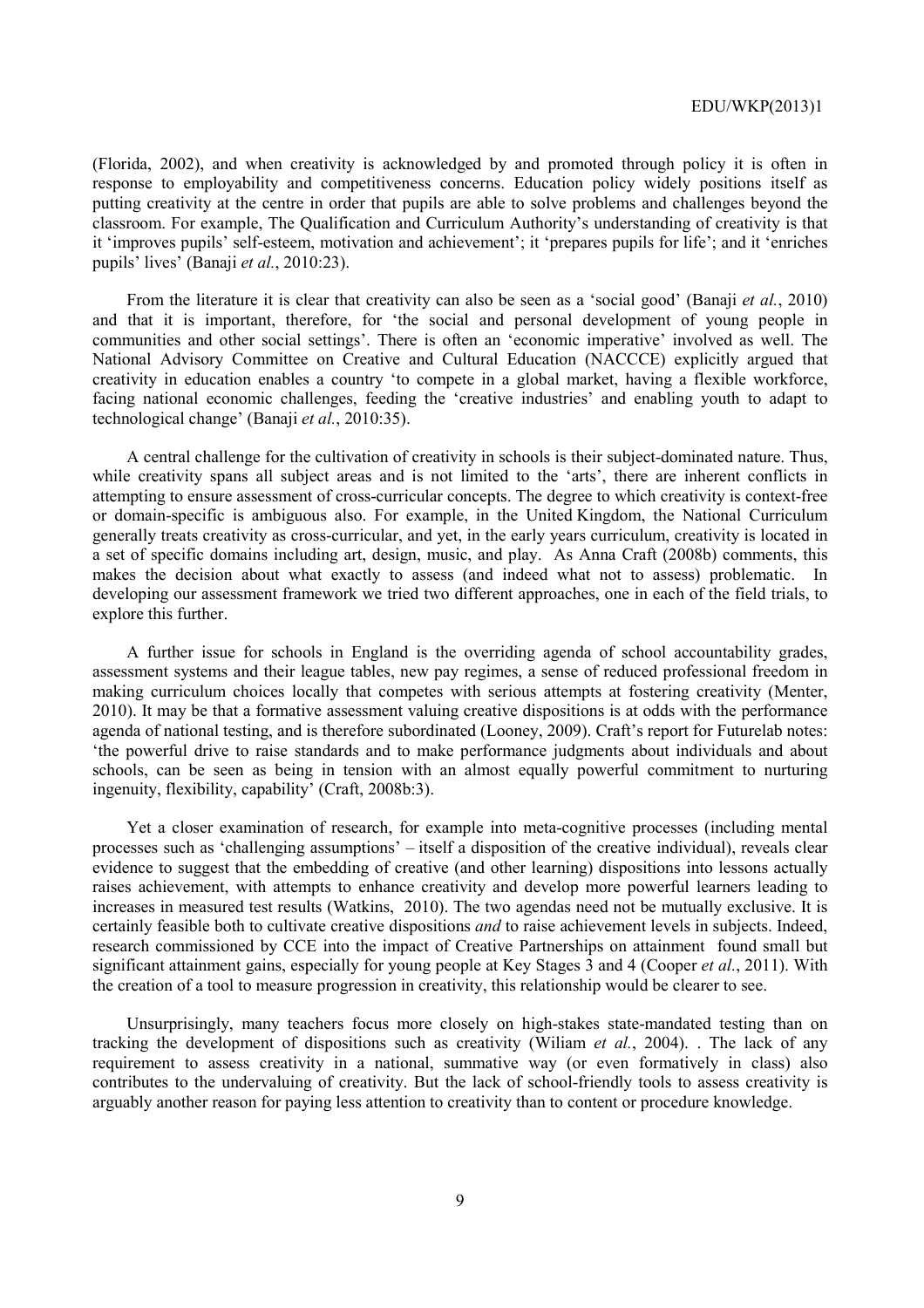(Florida, 2002), and when creativity is acknowledged by and promoted through policy it is often in response to employability and competitiveness concerns. Education policy widely positions itself as putting creativity at the centre in order that pupils are able to solve problems and challenges beyond the classroom. For example, The Qualification and Curriculum Authority's understanding of creativity is that it 'improves pupils' self-esteem, motivation and achievement'; it 'prepares pupils for life'; and it 'enriches pupils' lives' (Banaji *et al.*, 2010:23).

From the literature it is clear that creativity can also be seen as a 'social good' (Banaji *et al.*, 2010) and that it is important, therefore, for 'the social and personal development of young people in communities and other social settings'. There is often an 'economic imperative' involved as well. The National Advisory Committee on Creative and Cultural Education (NACCCE) explicitly argued that creativity in education enables a country 'to compete in a global market, having a flexible workforce, facing national economic challenges, feeding the 'creative industries' and enabling youth to adapt to technological change' (Banaji *et al.*, 2010:35).

A central challenge for the cultivation of creativity in schools is their subject-dominated nature. Thus, while creativity spans all subject areas and is not limited to the 'arts', there are inherent conflicts in attempting to ensure assessment of cross-curricular concepts. The degree to which creativity is context-free or domain-specific is ambiguous also. For example, in the United Kingdom, the National Curriculum generally treats creativity as cross-curricular, and yet, in the early years curriculum, creativity is located in a set of specific domains including art, design, music, and play. As Anna Craft (2008b) comments, this makes the decision about what exactly to assess (and indeed what not to assess) problematic. In developing our assessment framework we tried two different approaches, one in each of the field trials, to explore this further.

A further issue for schools in England is the overriding agenda of school accountability grades, assessment systems and their league tables, new pay regimes, a sense of reduced professional freedom in making curriculum choices locally that competes with serious attempts at fostering creativity (Menter, 2010). It may be that a formative assessment valuing creative dispositions is at odds with the performance agenda of national testing, and is therefore subordinated (Looney, 2009). Craft's report for Futurelab notes: 'the powerful drive to raise standards and to make performance judgments about individuals and about schools, can be seen as being in tension with an almost equally powerful commitment to nurturing ingenuity, flexibility, capability' (Craft, 2008b:3).

Yet a closer examination of research, for example into meta-cognitive processes (including mental processes such as 'challenging assumptions' – itself a disposition of the creative individual), reveals clear evidence to suggest that the embedding of creative (and other learning) dispositions into lessons actually raises achievement, with attempts to enhance creativity and develop more powerful learners leading to increases in measured test results (Watkins, 2010). The two agendas need not be mutually exclusive. It is certainly feasible both to cultivate creative dispositions *and* to raise achievement levels in subjects. Indeed, research commissioned by CCE into the impact of Creative Partnerships on attainment found small but significant attainment gains, especially for young people at Key Stages 3 and 4 (Cooper *et al.*, 2011). With the creation of a tool to measure progression in creativity, this relationship would be clearer to see.

Unsurprisingly, many teachers focus more closely on high-stakes state-mandated testing than on tracking the development of dispositions such as creativity (Wiliam *et al.*, 2004). . The lack of any requirement to assess creativity in a national, summative way (or even formatively in class) also contributes to the undervaluing of creativity. But the lack of school-friendly tools to assess creativity is arguably another reason for paying less attention to creativity than to content or procedure knowledge.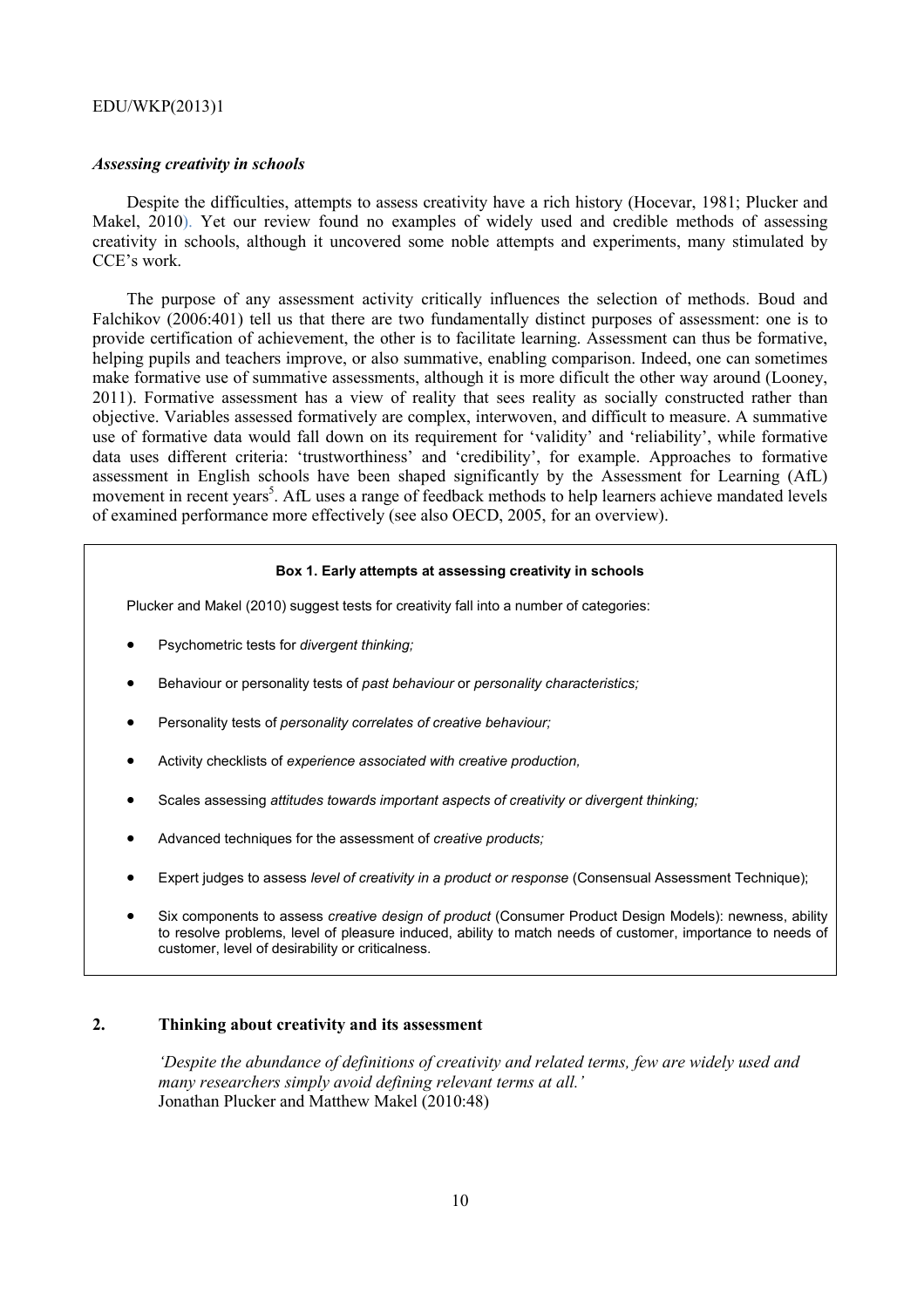### *Assessing creativity in schools*

Despite the difficulties, attempts to assess creativity have a rich history (Hocevar, 1981; Plucker and Makel, 2010). Yet our review found no examples of widely used and credible methods of assessing creativity in schools, although it uncovered some noble attempts and experiments, many stimulated by CCE's work.

The purpose of any assessment activity critically influences the selection of methods. Boud and Falchikov (2006:401) tell us that there are two fundamentally distinct purposes of assessment: one is to provide certification of achievement, the other is to facilitate learning. Assessment can thus be formative, helping pupils and teachers improve, or also summative, enabling comparison. Indeed, one can sometimes make formative use of summative assessments, although it is more dificult the other way around (Looney, 2011). Formative assessment has a view of reality that sees reality as socially constructed rather than objective. Variables assessed formatively are complex, interwoven, and difficult to measure. A summative use of formative data would fall down on its requirement for 'validity' and 'reliability', while formative data uses different criteria: 'trustworthiness' and 'credibility', for example. Approaches to formative assessment in English schools have been shaped significantly by the Assessment for Learning (AfL) movement in recent years[5]. AfL uses a range of feedback methods to help learners achieve mandated levels of examined performance more effectively (see also OECD, 2005, for an overview).

**Box 1. Early attempts at assessing creativity in schools**

Plucker and Makel (2010) suggest tests for creativity fall into a number of categories:

- Psychometric tests for *divergent thinking;*
- Behaviour or personality tests of *past behaviour* or *personality characteristics;*
- Personality tests of *personality correlates of creative behaviour;*
- Activity checklists of *experience associated with creative production,*
- Scales assessing *attitudes towards important aspects of creativity or divergent thinking;*
- Advanced techniques for the assessment of *creative products;*
- Expert judges to assess *level of creativity in a product or response* (Consensual Assessment Technique);
- Six components to assess *creative design of product* (Consumer Product Design Models): newness, ability to resolve problems, level of pleasure induced, ability to match needs of customer, importance to needs of customer, level of desirability or criticalness.

## 2. Thinking about creativity and its assessment

*'Despite the abundance of definitions of creativity and related terms, few are widely used and many researchers simply avoid defining relevant terms at all.'*
Jonathan Plucker and Matthew Makel (2010:48)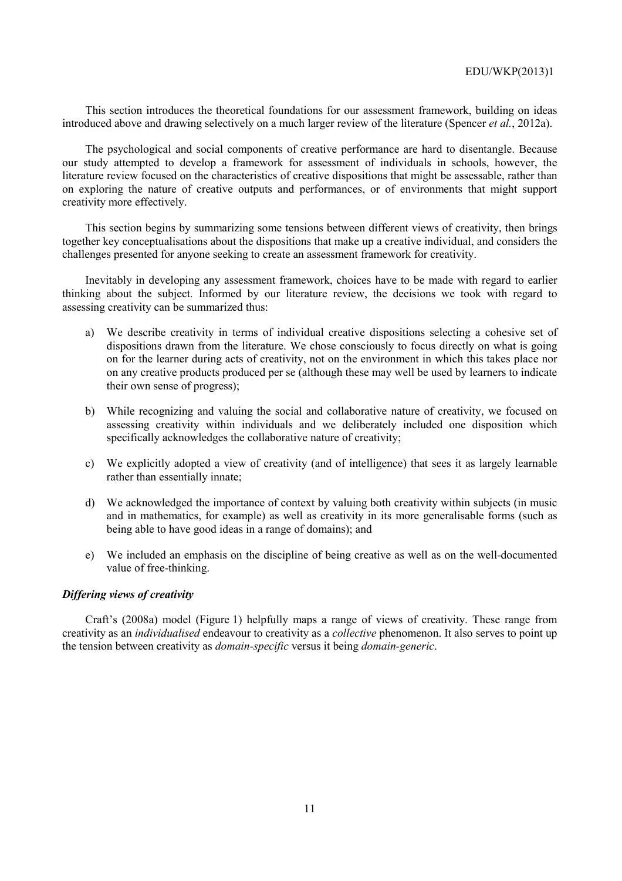This section introduces the theoretical foundations for our assessment framework, building on ideas introduced above and drawing selectively on a much larger review of the literature (Spencer *et al.*, 2012a).

The psychological and social components of creative performance are hard to disentangle. Because our study attempted to develop a framework for assessment of individuals in schools, however, the literature review focused on the characteristics of creative dispositions that might be assessable, rather than on exploring the nature of creative outputs and performances, or of environments that might support creativity more effectively.

This section begins by summarizing some tensions between different views of creativity, then brings together key conceptualisations about the dispositions that make up a creative individual, and considers the challenges presented for anyone seeking to create an assessment framework for creativity.

Inevitably in developing any assessment framework, choices have to be made with regard to earlier thinking about the subject. Informed by our literature review, the decisions we took with regard to assessing creativity can be summarized thus:

a) We describe creativity in terms of individual creative dispositions selecting a cohesive set of dispositions drawn from the literature. We chose consciously to focus directly on what is going on for the learner during acts of creativity, not on the environment in which this takes place nor on any creative products produced per se (although these may well be used by learners to indicate their own sense of progress);

b) While recognizing and valuing the social and collaborative nature of creativity, we focused on assessing creativity within individuals and we deliberately included one disposition which specifically acknowledges the collaborative nature of creativity;

c) We explicitly adopted a view of creativity (and of intelligence) that sees it as largely learnable rather than essentially innate;

d) We acknowledged the importance of context by valuing both creativity within subjects (in music and in mathematics, for example) as well as creativity in its more generalisable forms (such as being able to have good ideas in a range of domains); and

e) We included an emphasis on the discipline of being creative as well as on the well-documented value of free-thinking.

### *Differing views of creativity*

Craft's (2008a) model (Figure 1) helpfully maps a range of views of creativity. These range from creativity as an *individualised* endeavour to creativity as a *collective* phenomenon. It also serves to point up the tension between creativity as *domain-specific* versus it being *domain-generic*.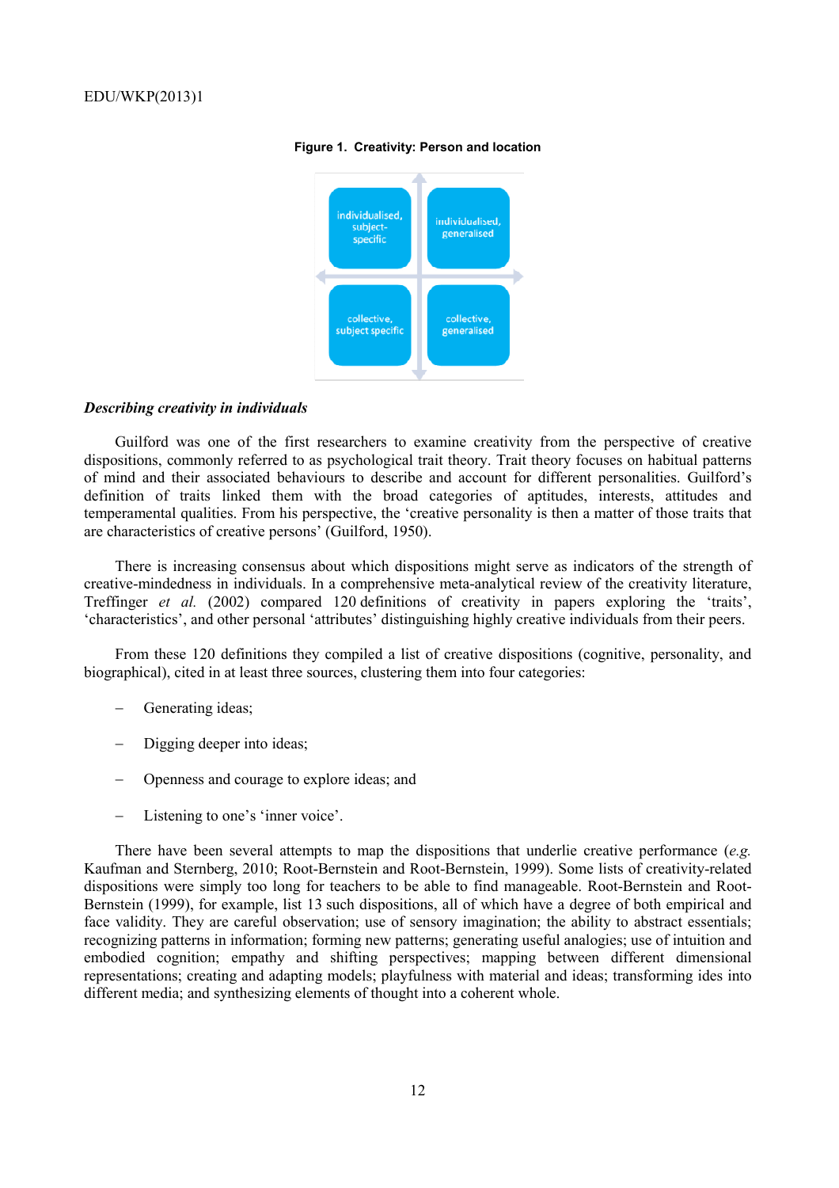**Figure 1. Creativity: Person and location**

| | |
|---|---|
| individualised, subject-specific | individualised, generalised |
| collective, subject specific | collective, generalised |

### *Describing creativity in individuals*

Guilford was one of the first researchers to examine creativity from the perspective of creative dispositions, commonly referred to as psychological trait theory. Trait theory focuses on habitual patterns of mind and their associated behaviours to describe and account for different personalities. Guilford's definition of traits linked them with the broad categories of aptitudes, interests, attitudes and temperamental qualities. From his perspective, the 'creative personality is then a matter of those traits that are characteristics of creative persons' (Guilford, 1950).

There is increasing consensus about which dispositions might serve as indicators of the strength of creative-mindedness in individuals. In a comprehensive meta-analytical review of the creativity literature, Treffinger *et al.* (2002) compared 120 definitions of creativity in papers exploring the 'traits', 'characteristics', and other personal 'attributes' distinguishing highly creative individuals from their peers.

From these 120 definitions they compiled a list of creative dispositions (cognitive, personality, and biographical), cited in at least three sources, clustering them into four categories:

- Generating ideas;
- Digging deeper into ideas;
- Openness and courage to explore ideas; and
- Listening to one's 'inner voice'.

There have been several attempts to map the dispositions that underlie creative performance (*e.g.* Kaufman and Sternberg, 2010; Root-Bernstein and Root-Bernstein, 1999). Some lists of creativity-related dispositions were simply too long for teachers to be able to find manageable. Root-Bernstein and Root-Bernstein (1999), for example, list 13 such dispositions, all of which have a degree of both empirical and face validity. They are careful observation; use of sensory imagination; the ability to abstract essentials; recognizing patterns in information; forming new patterns; generating useful analogies; use of intuition and embodied cognition; empathy and shifting perspectives; mapping between different dimensional representations; creating and adapting models; playfulness with material and ideas; transforming ides into different media; and synthesizing elements of thought into a coherent whole.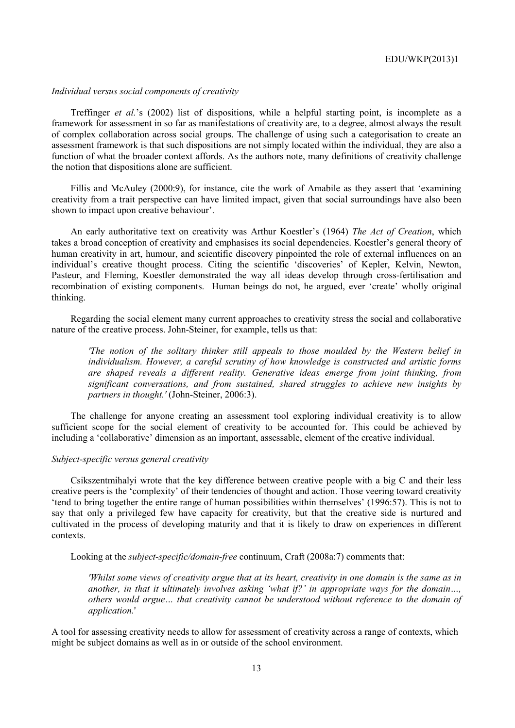*Individual versus social components of creativity*

Treffinger *et al.*'s (2002) list of dispositions, while a helpful starting point, is incomplete as a framework for assessment in so far as manifestations of creativity are, to a degree, almost always the result of complex collaboration across social groups. The challenge of using such a categorisation to create an assessment framework is that such dispositions are not simply located within the individual, they are also a function of what the broader context affords. As the authors note, many definitions of creativity challenge the notion that dispositions alone are sufficient.

Fillis and McAuley (2000:9), for instance, cite the work of Amabile as they assert that 'examining creativity from a trait perspective can have limited impact, given that social surroundings have also been shown to impact upon creative behaviour'.

An early authoritative text on creativity was Arthur Koestler's (1964) *The Act of Creation*, which takes a broad conception of creativity and emphasises its social dependencies. Koestler's general theory of human creativity in art, humour, and scientific discovery pinpointed the role of external influences on an individual's creative thought process. Citing the scientific 'discoveries' of Kepler, Kelvin, Newton, Pasteur, and Fleming, Koestler demonstrated the way all ideas develop through cross-fertilisation and recombination of existing components. Human beings do not, he argued, ever 'create' wholly original thinking.

Regarding the social element many current approaches to creativity stress the social and collaborative nature of the creative process. John-Steiner, for example, tells us that:

> *'The notion of the solitary thinker still appeals to those moulded by the Western belief in individualism. However, a careful scrutiny of how knowledge is constructed and artistic forms are shaped reveals a different reality. Generative ideas emerge from joint thinking, from significant conversations, and from sustained, shared struggles to achieve new insights by partners in thought.'* (John-Steiner, 2006:3).

The challenge for anyone creating an assessment tool exploring individual creativity is to allow sufficient scope for the social element of creativity to be accounted for. This could be achieved by including a 'collaborative' dimension as an important, assessable, element of the creative individual.

*Subject-specific versus general creativity*

Csikszentmihalyi wrote that the key difference between creative people with a big C and their less creative peers is the 'complexity' of their tendencies of thought and action. Those veering toward creativity 'tend to bring together the entire range of human possibilities within themselves' (1996:57). This is not to say that only a privileged few have capacity for creativity, but that the creative side is nurtured and cultivated in the process of developing maturity and that it is likely to draw on experiences in different contexts.

Looking at the *subject-specific/domain-free* continuum, Craft (2008a:7) comments that:

> *'Whilst some views of creativity argue that at its heart, creativity in one domain is the same as in another, in that it ultimately involves asking 'what if?' in appropriate ways for the domain…, others would argue… that creativity cannot be understood without reference to the domain of application.*'

A tool for assessing creativity needs to allow for assessment of creativity across a range of contexts, which might be subject domains as well as in or outside of the school environment.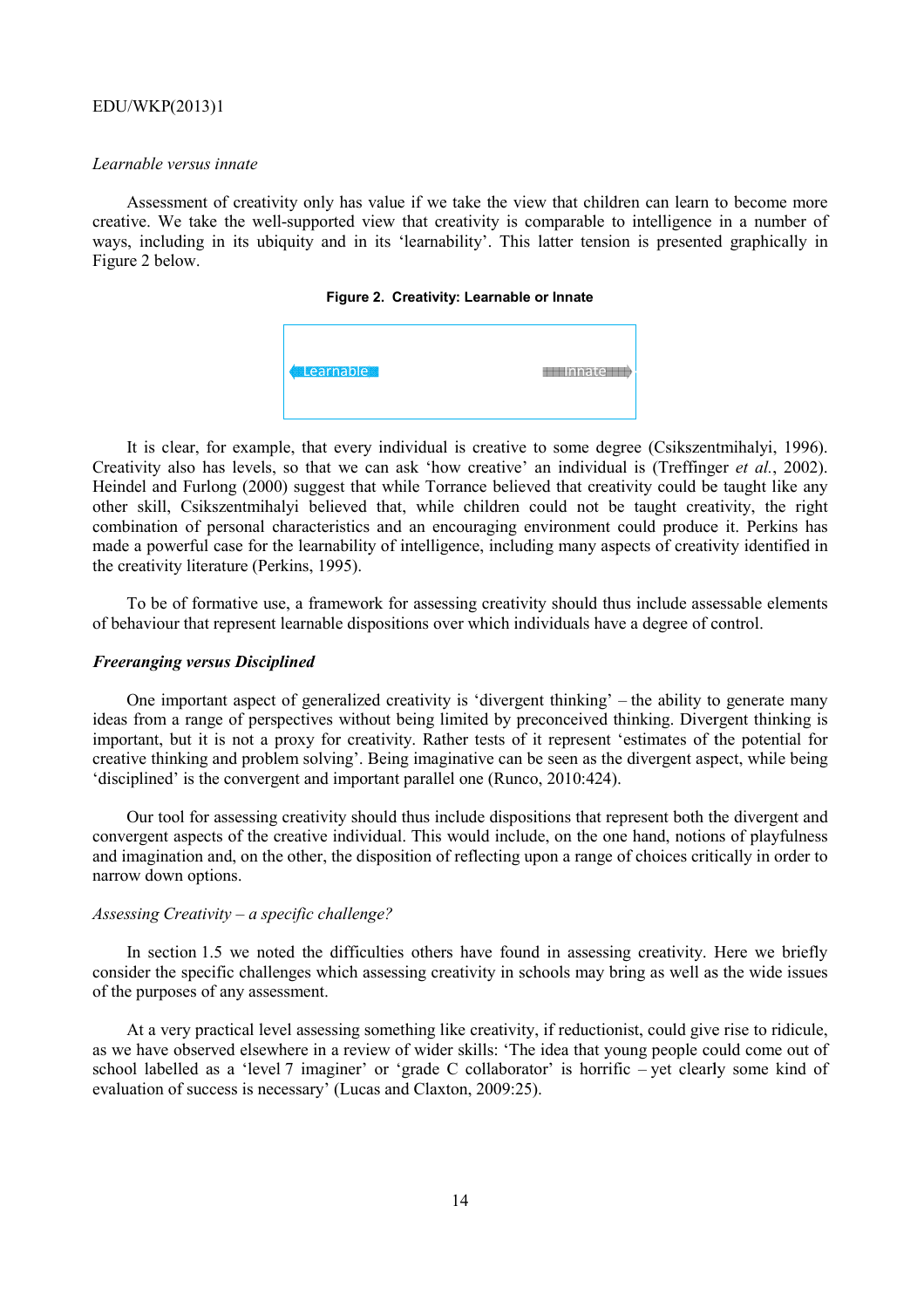*Learnable versus innate*

Assessment of creativity only has value if we take the view that children can learn to become more creative. We take the well-supported view that creativity is comparable to intelligence in a number of ways, including in its ubiquity and in its 'learnability'. This latter tension is presented graphically in Figure 2 below.

**Figure 2. Creativity: Learnable or Innate**

Learnable    Innate

It is clear, for example, that every individual is creative to some degree (Csikszentmihalyi, 1996). Creativity also has levels, so that we can ask 'how creative' an individual is (Treffinger *et al.*, 2002). Heindel and Furlong (2000) suggest that while Torrance believed that creativity could be taught like any other skill, Csikszentmihalyi believed that, while children could not be taught creativity, the right combination of personal characteristics and an encouraging environment could produce it. Perkins has made a powerful case for the learnability of intelligence, including many aspects of creativity identified in the creativity literature (Perkins, 1995).

To be of formative use, a framework for assessing creativity should thus include assessable elements of behaviour that represent learnable dispositions over which individuals have a degree of control.

***Freeranging versus Disciplined***

One important aspect of generalized creativity is 'divergent thinking' – the ability to generate many ideas from a range of perspectives without being limited by preconceived thinking. Divergent thinking is important, but it is not a proxy for creativity. Rather tests of it represent 'estimates of the potential for creative thinking and problem solving'. Being imaginative can be seen as the divergent aspect, while being 'disciplined' is the convergent and important parallel one (Runco, 2010:424).

Our tool for assessing creativity should thus include dispositions that represent both the divergent and convergent aspects of the creative individual. This would include, on the one hand, notions of playfulness and imagination and, on the other, the disposition of reflecting upon a range of choices critically in order to narrow down options.

*Assessing Creativity – a specific challenge?*

In section 1.5 we noted the difficulties others have found in assessing creativity. Here we briefly consider the specific challenges which assessing creativity in schools may bring as well as the wide issues of the purposes of any assessment.

At a very practical level assessing something like creativity, if reductionist, could give rise to ridicule, as we have observed elsewhere in a review of wider skills: 'The idea that young people could come out of school labelled as a 'level 7 imaginer' or 'grade C collaborator' is horrific – yet clearly some kind of evaluation of success is necessary' (Lucas and Claxton, 2009:25).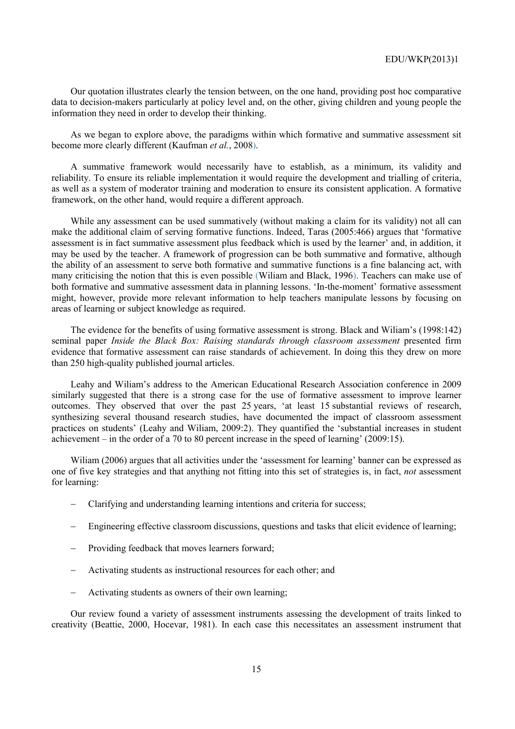Our quotation illustrates clearly the tension between, on the one hand, providing post hoc comparative data to decision-makers particularly at policy level and, on the other, giving children and young people the information they need in order to develop their thinking.

As we began to explore above, the paradigms within which formative and summative assessment sit become more clearly different (Kaufman *et al.*, 2008).

A summative framework would necessarily have to establish, as a minimum, its validity and reliability. To ensure its reliable implementation it would require the development and trialling of criteria, as well as a system of moderator training and moderation to ensure its consistent application. A formative framework, on the other hand, would require a different approach.

While any assessment can be used summatively (without making a claim for its validity) not all can make the additional claim of serving formative functions. Indeed, Taras (2005:466) argues that 'formative assessment is in fact summative assessment plus feedback which is used by the learner' and, in addition, it may be used by the teacher. A framework of progression can be both summative and formative, although the ability of an assessment to serve both formative and summative functions is a fine balancing act, with many criticising the notion that this is even possible (Wiliam and Black, 1996). Teachers can make use of both formative and summative assessment data in planning lessons. 'In-the-moment' formative assessment might, however, provide more relevant information to help teachers manipulate lessons by focusing on areas of learning or subject knowledge as required.

The evidence for the benefits of using formative assessment is strong. Black and Wiliam's (1998:142) seminal paper *Inside the Black Box: Raising standards through classroom assessment* presented firm evidence that formative assessment can raise standards of achievement. In doing this they drew on more than 250 high-quality published journal articles.

Leahy and Wiliam's address to the American Educational Research Association conference in 2009 similarly suggested that there is a strong case for the use of formative assessment to improve learner outcomes. They observed that over the past 25 years, 'at least 15 substantial reviews of research, synthesizing several thousand research studies, have documented the impact of classroom assessment practices on students' (Leahy and Wiliam, 2009:2). They quantified the 'substantial increases in student achievement – in the order of a 70 to 80 percent increase in the speed of learning' (2009:15).

Wiliam (2006) argues that all activities under the 'assessment for learning' banner can be expressed as one of five key strategies and that anything not fitting into this set of strategies is, in fact, *not* assessment for learning:

- Clarifying and understanding learning intentions and criteria for success;
- Engineering effective classroom discussions, questions and tasks that elicit evidence of learning;
- Providing feedback that moves learners forward;
- Activating students as instructional resources for each other; and
- Activating students as owners of their own learning;

Our review found a variety of assessment instruments assessing the development of traits linked to creativity (Beattie, 2000, Hocevar, 1981). In each case this necessitates an assessment instrument that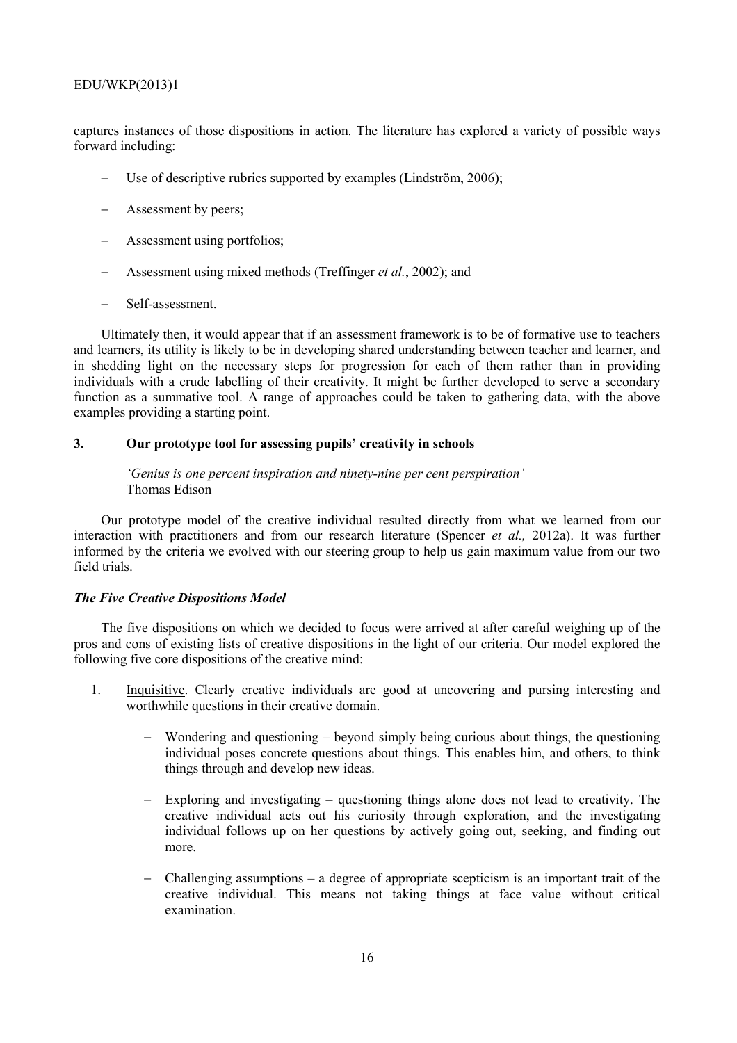captures instances of those dispositions in action. The literature has explored a variety of possible ways forward including:

- Use of descriptive rubrics supported by examples (Lindström, 2006);
- Assessment by peers;
- Assessment using portfolios;
- Assessment using mixed methods (Treffinger *et al.*, 2002); and
- Self-assessment.

Ultimately then, it would appear that if an assessment framework is to be of formative use to teachers and learners, its utility is likely to be in developing shared understanding between teacher and learner, and in shedding light on the necessary steps for progression for each of them rather than in providing individuals with a crude labelling of their creativity. It might be further developed to serve a secondary function as a summative tool. A range of approaches could be taken to gathering data, with the above examples providing a starting point.

## 3. Our prototype tool for assessing pupils' creativity in schools

> *'Genius is one percent inspiration and ninety-nine per cent perspiration'*
> Thomas Edison

Our prototype model of the creative individual resulted directly from what we learned from our interaction with practitioners and from our research literature (Spencer *et al.,* 2012a). It was further informed by the criteria we evolved with our steering group to help us gain maximum value from our two field trials.

### *The Five Creative Dispositions Model*

The five dispositions on which we decided to focus were arrived at after careful weighing up of the pros and cons of existing lists of creative dispositions in the light of our criteria. Our model explored the following five core dispositions of the creative mind:

1. Inquisitive. Clearly creative individuals are good at uncovering and pursing interesting and worthwhile questions in their creative domain.
   - Wondering and questioning – beyond simply being curious about things, the questioning individual poses concrete questions about things. This enables him, and others, to think things through and develop new ideas.
   - Exploring and investigating – questioning things alone does not lead to creativity. The creative individual acts out his curiosity through exploration, and the investigating individual follows up on her questions by actively going out, seeking, and finding out more.
   - Challenging assumptions – a degree of appropriate scepticism is an important trait of the creative individual. This means not taking things at face value without critical examination.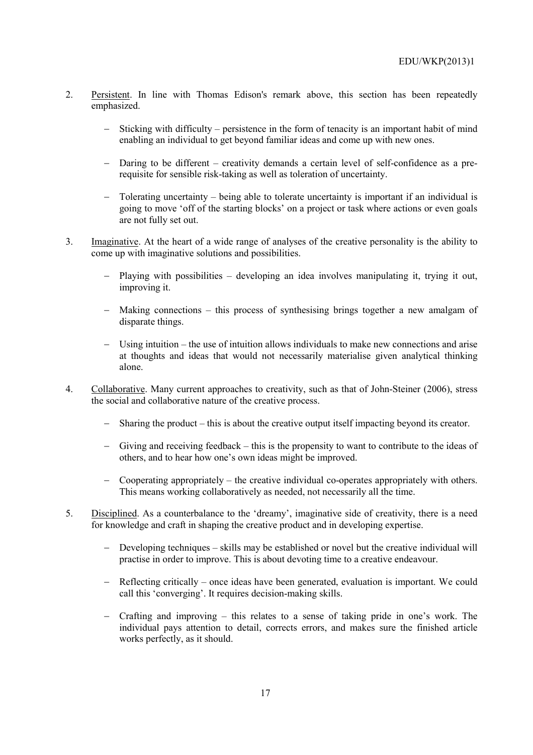2. Persistent. In line with Thomas Edison's remark above, this section has been repeatedly emphasized.

   - Sticking with difficulty – persistence in the form of tenacity is an important habit of mind enabling an individual to get beyond familiar ideas and come up with new ones.

   - Daring to be different – creativity demands a certain level of self-confidence as a pre-requisite for sensible risk-taking as well as toleration of uncertainty.

   - Tolerating uncertainty – being able to tolerate uncertainty is important if an individual is going to move 'off of the starting blocks' on a project or task where actions or even goals are not fully set out.

3. Imaginative. At the heart of a wide range of analyses of the creative personality is the ability to come up with imaginative solutions and possibilities.

   - Playing with possibilities – developing an idea involves manipulating it, trying it out, improving it.

   - Making connections – this process of synthesising brings together a new amalgam of disparate things.

   - Using intuition – the use of intuition allows individuals to make new connections and arise at thoughts and ideas that would not necessarily materialise given analytical thinking alone.

4. Collaborative. Many current approaches to creativity, such as that of John-Steiner (2006), stress the social and collaborative nature of the creative process.

   - Sharing the product – this is about the creative output itself impacting beyond its creator.

   - Giving and receiving feedback – this is the propensity to want to contribute to the ideas of others, and to hear how one's own ideas might be improved.

   - Cooperating appropriately – the creative individual co-operates appropriately with others. This means working collaboratively as needed, not necessarily all the time.

5. Disciplined. As a counterbalance to the 'dreamy', imaginative side of creativity, there is a need for knowledge and craft in shaping the creative product and in developing expertise.

   - Developing techniques – skills may be established or novel but the creative individual will practise in order to improve. This is about devoting time to a creative endeavour.

   - Reflecting critically – once ideas have been generated, evaluation is important. We could call this 'converging'. It requires decision-making skills.

   - Crafting and improving – this relates to a sense of taking pride in one's work. The individual pays attention to detail, corrects errors, and makes sure the finished article works perfectly, as it should.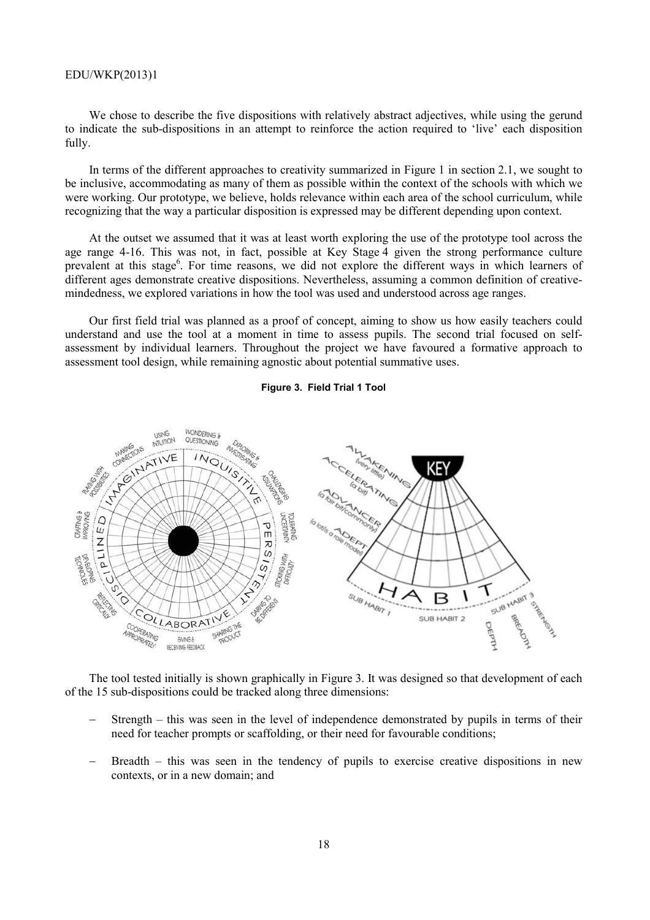We chose to describe the five dispositions with relatively abstract adjectives, while using the gerund to indicate the sub-dispositions in an attempt to reinforce the action required to 'live' each disposition fully.

In terms of the different approaches to creativity summarized in Figure 1 in section 2.1, we sought to be inclusive, accommodating as many of them as possible within the context of the schools with which we were working. Our prototype, we believe, holds relevance within each area of the school curriculum, while recognizing that the way a particular disposition is expressed may be different depending upon context.

At the outset we assumed that it was at least worth exploring the use of the prototype tool across the age range 4-16. This was not, in fact, possible at Key Stage 4 given the strong performance culture prevalent at this stage[6]. For time reasons, we did not explore the different ways in which learners of different ages demonstrate creative dispositions. Nevertheless, assuming a common definition of creative-mindedness, we explored variations in how the tool was used and understood across age ranges.

Our first field trial was planned as a proof of concept, aiming to show us how easily teachers could understand and use the tool at a moment in time to assess pupils. The second trial focused on self-assessment by individual learners. Throughout the project we have favoured a formative approach to assessment tool design, while remaining agnostic about potential summative uses.

**Figure 3. Field Trial 1 Tool**

The tool tested initially is shown graphically in Figure 3. It was designed so that development of each of the 15 sub-dispositions could be tracked along three dimensions:

- Strength – this was seen in the level of independence demonstrated by pupils in terms of their need for teacher prompts or scaffolding, or their need for favourable conditions;
- Breadth – this was seen in the tendency of pupils to exercise creative dispositions in new contexts, or in a new domain; and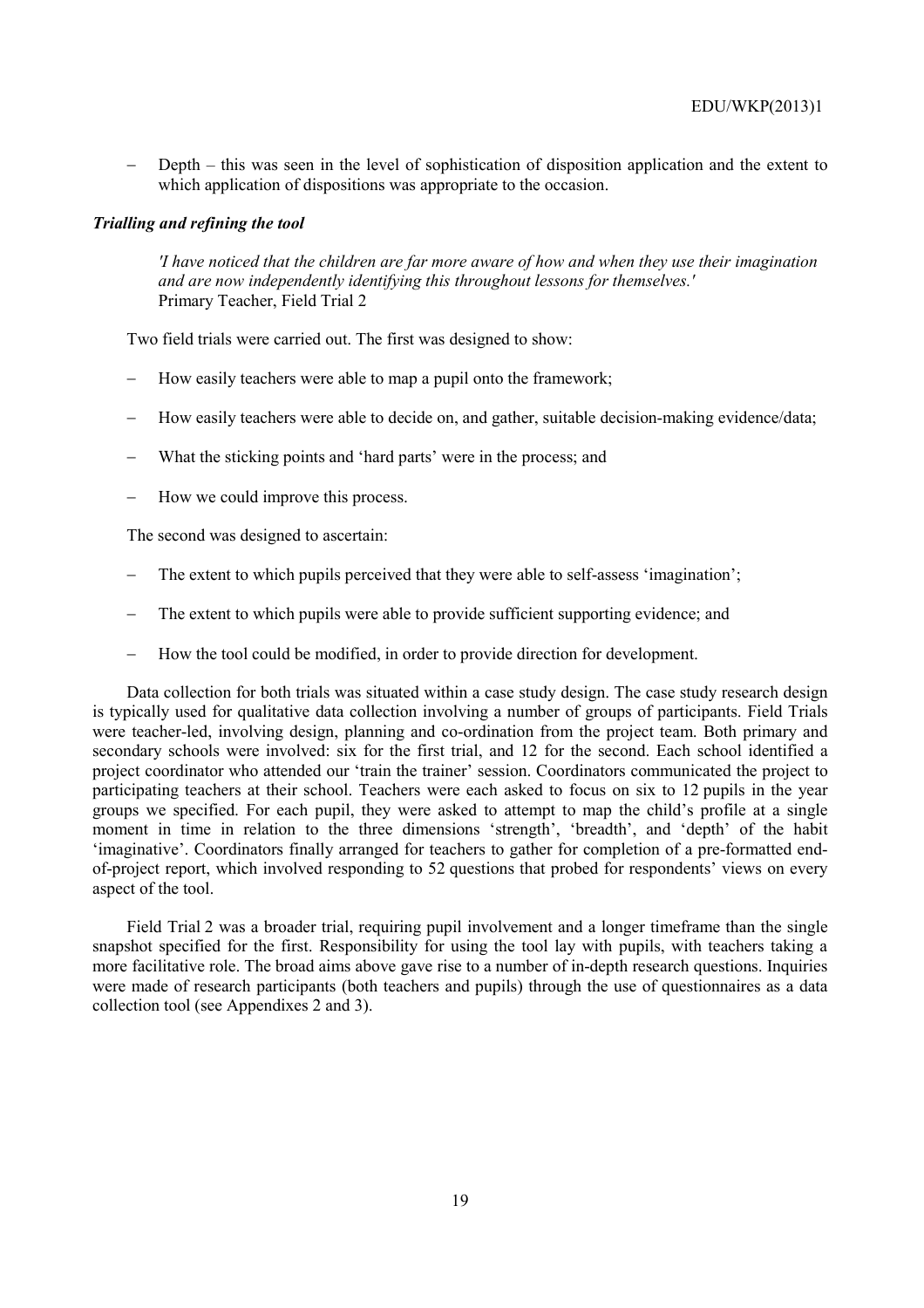- Depth – this was seen in the level of sophistication of disposition application and the extent to which application of dispositions was appropriate to the occasion.

### *Trialling and refining the tool*

> *'I have noticed that the children are far more aware of how and when they use their imagination and are now independently identifying this throughout lessons for themselves.'*
> Primary Teacher, Field Trial 2

Two field trials were carried out. The first was designed to show:

- How easily teachers were able to map a pupil onto the framework;
- How easily teachers were able to decide on, and gather, suitable decision-making evidence/data;
- What the sticking points and 'hard parts' were in the process; and
- How we could improve this process.

The second was designed to ascertain:

- The extent to which pupils perceived that they were able to self-assess 'imagination';
- The extent to which pupils were able to provide sufficient supporting evidence; and
- How the tool could be modified, in order to provide direction for development.

Data collection for both trials was situated within a case study design. The case study research design is typically used for qualitative data collection involving a number of groups of participants. Field Trials were teacher-led, involving design, planning and co-ordination from the project team. Both primary and secondary schools were involved: six for the first trial, and 12 for the second. Each school identified a project coordinator who attended our 'train the trainer' session. Coordinators communicated the project to participating teachers at their school. Teachers were each asked to focus on six to 12 pupils in the year groups we specified. For each pupil, they were asked to attempt to map the child's profile at a single moment in time in relation to the three dimensions 'strength', 'breadth', and 'depth' of the habit 'imaginative'. Coordinators finally arranged for teachers to gather for completion of a pre-formatted end-of-project report, which involved responding to 52 questions that probed for respondents' views on every aspect of the tool.

Field Trial 2 was a broader trial, requiring pupil involvement and a longer timeframe than the single snapshot specified for the first. Responsibility for using the tool lay with pupils, with teachers taking a more facilitative role. The broad aims above gave rise to a number of in-depth research questions. Inquiries were made of research participants (both teachers and pupils) through the use of questionnaires as a data collection tool (see Appendixes 2 and 3).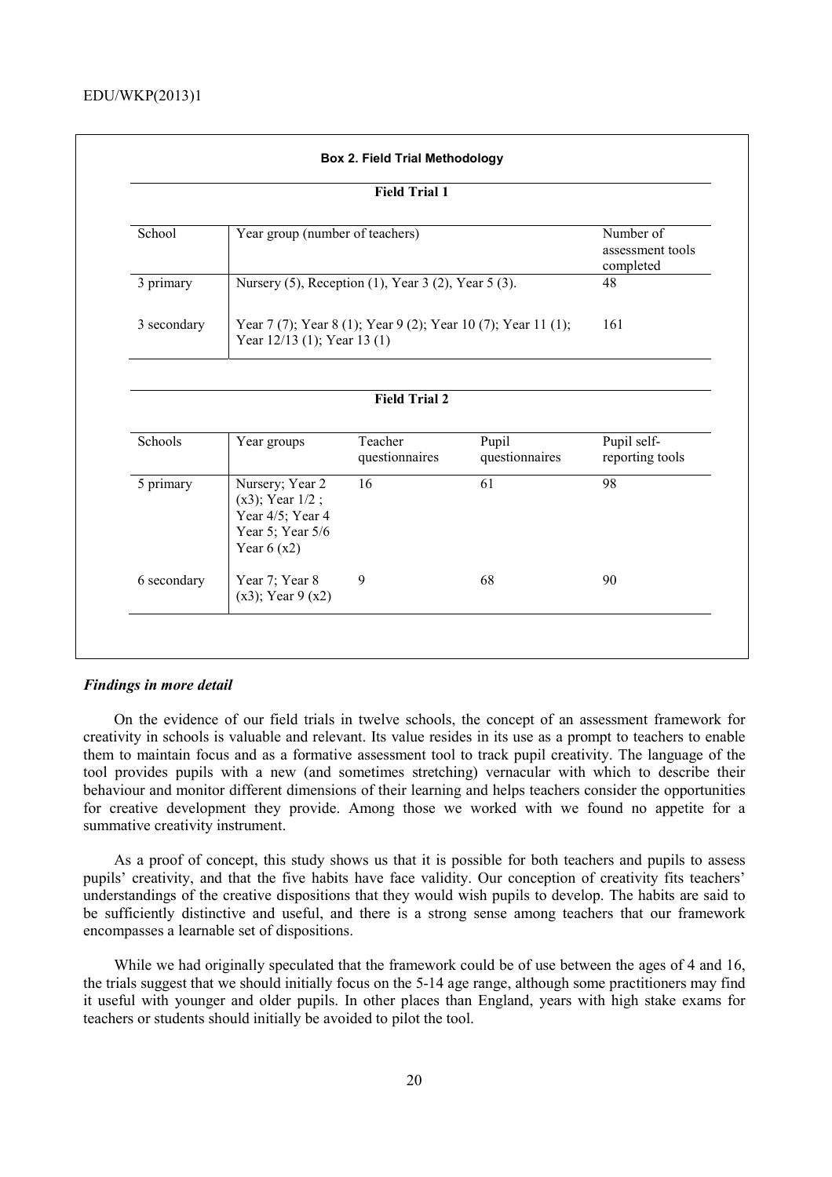**Box 2. Field Trial Methodology**

**Field Trial 1**

| School | Year group (number of teachers) | Number of assessment tools completed |
|---|---|---|
| 3 primary | Nursery (5), Reception (1), Year 3 (2), Year 5 (3). | 48 |
| 3 secondary | Year 7 (7); Year 8 (1); Year 9 (2); Year 10 (7); Year 11 (1); Year 12/13 (1); Year 13 (1) | 161 |

**Field Trial 2**

| Schools | Year groups | Teacher questionnaires | Pupil questionnaires | Pupil self-reporting tools |
|---|---|---|---|---|
| 5 primary | Nursery; Year 2 (x3); Year 1/2 ; Year 4/5; Year 4 Year 5; Year 5/6 Year 6 (x2) | 16 | 61 | 98 |
| 6 secondary | Year 7; Year 8 (x3); Year 9 (x2) | 9 | 68 | 90 |

### *Findings in more detail*

On the evidence of our field trials in twelve schools, the concept of an assessment framework for creativity in schools is valuable and relevant. Its value resides in its use as a prompt to teachers to enable them to maintain focus and as a formative assessment tool to track pupil creativity. The language of the tool provides pupils with a new (and sometimes stretching) vernacular with which to describe their behaviour and monitor different dimensions of their learning and helps teachers consider the opportunities for creative development they provide. Among those we worked with we found no appetite for a summative creativity instrument.

As a proof of concept, this study shows us that it is possible for both teachers and pupils to assess pupils' creativity, and that the five habits have face validity. Our conception of creativity fits teachers' understandings of the creative dispositions that they would wish pupils to develop. The habits are said to be sufficiently distinctive and useful, and there is a strong sense among teachers that our framework encompasses a learnable set of dispositions.

While we had originally speculated that the framework could be of use between the ages of 4 and 16, the trials suggest that we should initially focus on the 5-14 age range, although some practitioners may find it useful with younger and older pupils. In other places than England, years with high stake exams for teachers or students should initially be avoided to pilot the tool.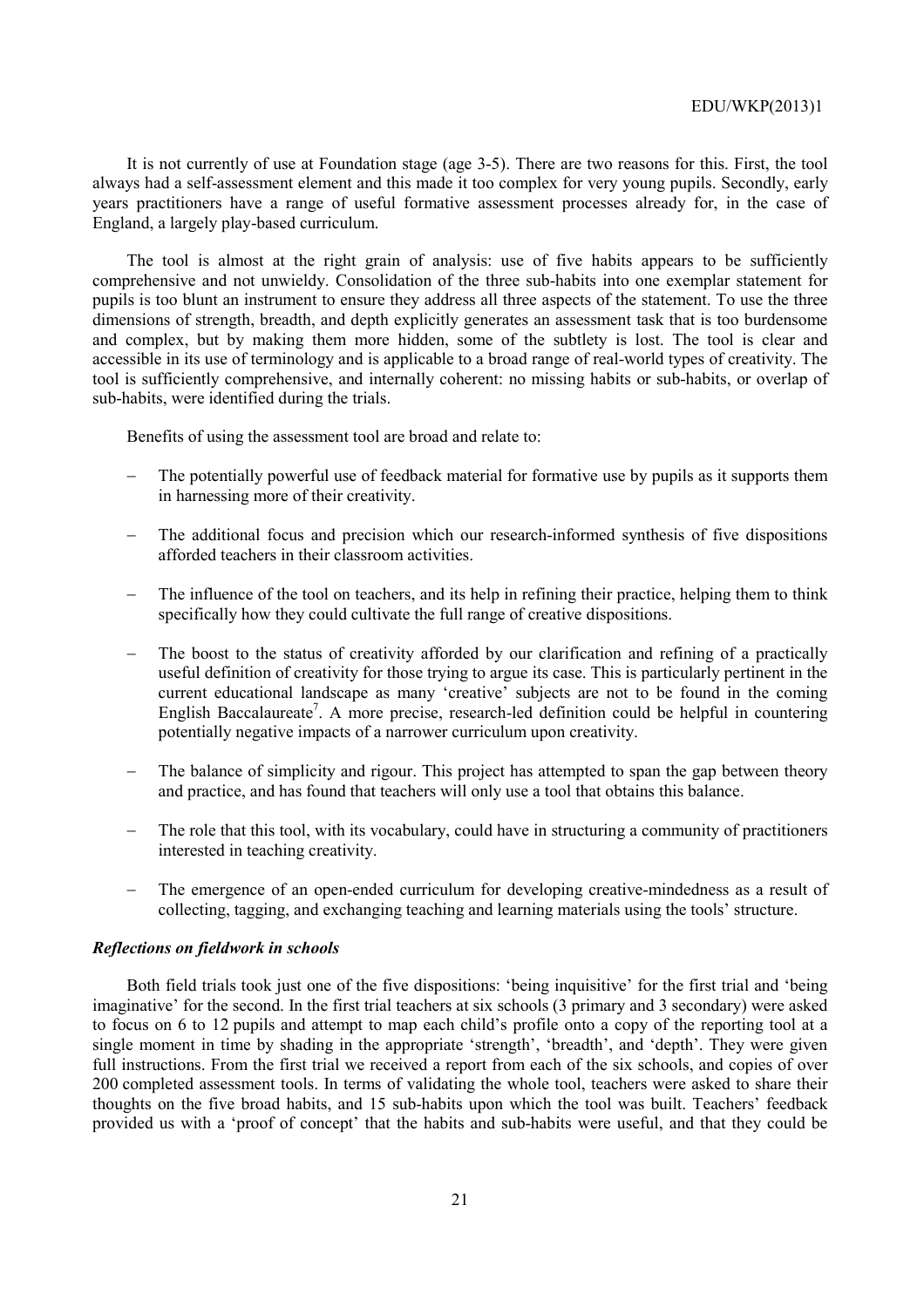It is not currently of use at Foundation stage (age 3-5). There are two reasons for this. First, the tool always had a self-assessment element and this made it too complex for very young pupils. Secondly, early years practitioners have a range of useful formative assessment processes already for, in the case of England, a largely play-based curriculum.

The tool is almost at the right grain of analysis: use of five habits appears to be sufficiently comprehensive and not unwieldy. Consolidation of the three sub-habits into one exemplar statement for pupils is too blunt an instrument to ensure they address all three aspects of the statement. To use the three dimensions of strength, breadth, and depth explicitly generates an assessment task that is too burdensome and complex, but by making them more hidden, some of the subtlety is lost. The tool is clear and accessible in its use of terminology and is applicable to a broad range of real-world types of creativity. The tool is sufficiently comprehensive, and internally coherent: no missing habits or sub-habits, or overlap of sub-habits, were identified during the trials.

Benefits of using the assessment tool are broad and relate to:

- The potentially powerful use of feedback material for formative use by pupils as it supports them in harnessing more of their creativity.
- The additional focus and precision which our research-informed synthesis of five dispositions afforded teachers in their classroom activities.
- The influence of the tool on teachers, and its help in refining their practice, helping them to think specifically how they could cultivate the full range of creative dispositions.
- The boost to the status of creativity afforded by our clarification and refining of a practically useful definition of creativity for those trying to argue its case. This is particularly pertinent in the current educational landscape as many 'creative' subjects are not to be found in the coming English Baccalaureate[7]. A more precise, research-led definition could be helpful in countering potentially negative impacts of a narrower curriculum upon creativity.
- The balance of simplicity and rigour. This project has attempted to span the gap between theory and practice, and has found that teachers will only use a tool that obtains this balance.
- The role that this tool, with its vocabulary, could have in structuring a community of practitioners interested in teaching creativity.
- The emergence of an open-ended curriculum for developing creative-mindedness as a result of collecting, tagging, and exchanging teaching and learning materials using the tools' structure.

### *Reflections on fieldwork in schools*

Both field trials took just one of the five dispositions: 'being inquisitive' for the first trial and 'being imaginative' for the second. In the first trial teachers at six schools (3 primary and 3 secondary) were asked to focus on 6 to 12 pupils and attempt to map each child's profile onto a copy of the reporting tool at a single moment in time by shading in the appropriate 'strength', 'breadth', and 'depth'. They were given full instructions. From the first trial we received a report from each of the six schools, and copies of over 200 completed assessment tools. In terms of validating the whole tool, teachers were asked to share their thoughts on the five broad habits, and 15 sub-habits upon which the tool was built. Teachers' feedback provided us with a 'proof of concept' that the habits and sub-habits were useful, and that they could be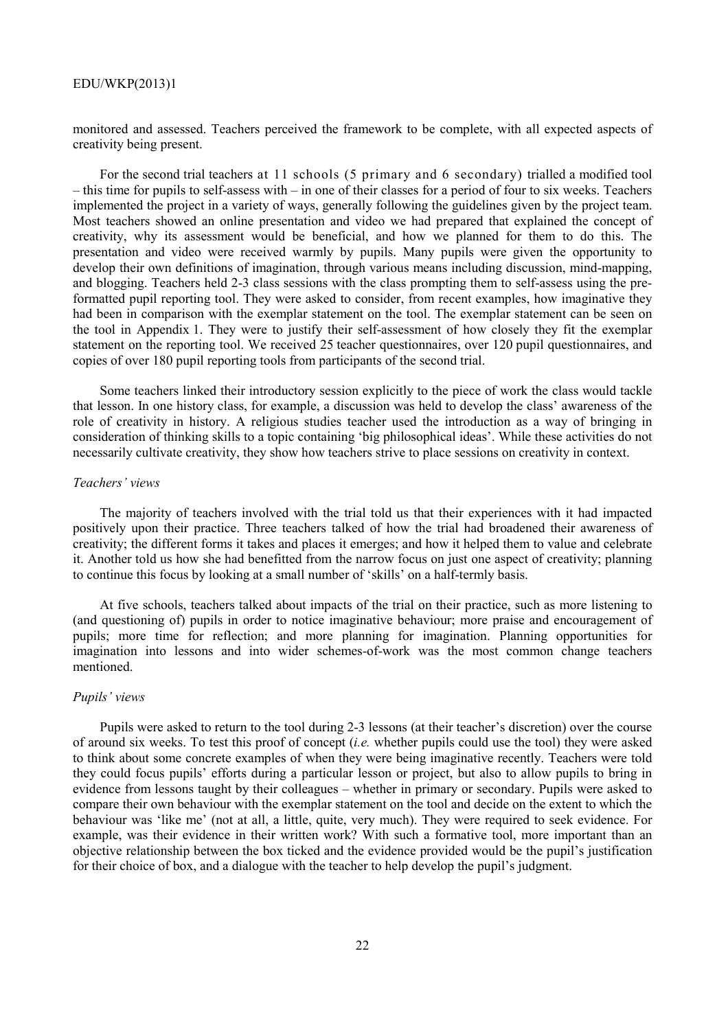monitored and assessed. Teachers perceived the framework to be complete, with all expected aspects of creativity being present.

For the second trial teachers at 11 schools (5 primary and 6 secondary) trialled a modified tool – this time for pupils to self-assess with – in one of their classes for a period of four to six weeks. Teachers implemented the project in a variety of ways, generally following the guidelines given by the project team. Most teachers showed an online presentation and video we had prepared that explained the concept of creativity, why its assessment would be beneficial, and how we planned for them to do this. The presentation and video were received warmly by pupils. Many pupils were given the opportunity to develop their own definitions of imagination, through various means including discussion, mind-mapping, and blogging. Teachers held 2-3 class sessions with the class prompting them to self-assess using the pre-formatted pupil reporting tool. They were asked to consider, from recent examples, how imaginative they had been in comparison with the exemplar statement on the tool. The exemplar statement can be seen on the tool in Appendix 1. They were to justify their self-assessment of how closely they fit the exemplar statement on the reporting tool. We received 25 teacher questionnaires, over 120 pupil questionnaires, and copies of over 180 pupil reporting tools from participants of the second trial.

Some teachers linked their introductory session explicitly to the piece of work the class would tackle that lesson. In one history class, for example, a discussion was held to develop the class' awareness of the role of creativity in history. A religious studies teacher used the introduction as a way of bringing in consideration of thinking skills to a topic containing 'big philosophical ideas'. While these activities do not necessarily cultivate creativity, they show how teachers strive to place sessions on creativity in context.

*Teachers' views*

The majority of teachers involved with the trial told us that their experiences with it had impacted positively upon their practice. Three teachers talked of how the trial had broadened their awareness of creativity; the different forms it takes and places it emerges; and how it helped them to value and celebrate it. Another told us how she had benefitted from the narrow focus on just one aspect of creativity; planning to continue this focus by looking at a small number of 'skills' on a half-termly basis.

At five schools, teachers talked about impacts of the trial on their practice, such as more listening to (and questioning of) pupils in order to notice imaginative behaviour; more praise and encouragement of pupils; more time for reflection; and more planning for imagination. Planning opportunities for imagination into lessons and into wider schemes-of-work was the most common change teachers mentioned.

*Pupils' views*

Pupils were asked to return to the tool during 2-3 lessons (at their teacher's discretion) over the course of around six weeks. To test this proof of concept (*i.e.* whether pupils could use the tool) they were asked to think about some concrete examples of when they were being imaginative recently. Teachers were told they could focus pupils' efforts during a particular lesson or project, but also to allow pupils to bring in evidence from lessons taught by their colleagues – whether in primary or secondary. Pupils were asked to compare their own behaviour with the exemplar statement on the tool and decide on the extent to which the behaviour was 'like me' (not at all, a little, quite, very much). They were required to seek evidence. For example, was their evidence in their written work? With such a formative tool, more important than an objective relationship between the box ticked and the evidence provided would be the pupil's justification for their choice of box, and a dialogue with the teacher to help develop the pupil's judgment.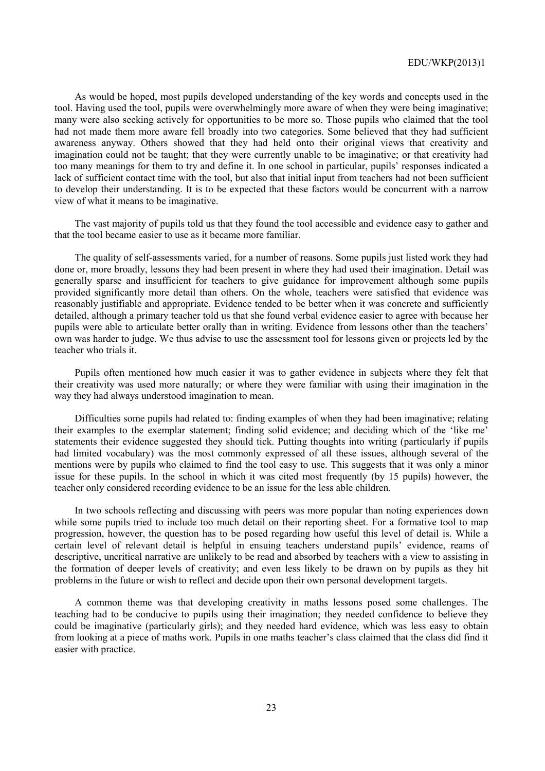As would be hoped, most pupils developed understanding of the key words and concepts used in the tool. Having used the tool, pupils were overwhelmingly more aware of when they were being imaginative; many were also seeking actively for opportunities to be more so. Those pupils who claimed that the tool had not made them more aware fell broadly into two categories. Some believed that they had sufficient awareness anyway. Others showed that they had held onto their original views that creativity and imagination could not be taught; that they were currently unable to be imaginative; or that creativity had too many meanings for them to try and define it. In one school in particular, pupils' responses indicated a lack of sufficient contact time with the tool, but also that initial input from teachers had not been sufficient to develop their understanding. It is to be expected that these factors would be concurrent with a narrow view of what it means to be imaginative.

The vast majority of pupils told us that they found the tool accessible and evidence easy to gather and that the tool became easier to use as it became more familiar.

The quality of self-assessments varied, for a number of reasons. Some pupils just listed work they had done or, more broadly, lessons they had been present in where they had used their imagination. Detail was generally sparse and insufficient for teachers to give guidance for improvement although some pupils provided significantly more detail than others. On the whole, teachers were satisfied that evidence was reasonably justifiable and appropriate. Evidence tended to be better when it was concrete and sufficiently detailed, although a primary teacher told us that she found verbal evidence easier to agree with because her pupils were able to articulate better orally than in writing. Evidence from lessons other than the teachers' own was harder to judge. We thus advise to use the assessment tool for lessons given or projects led by the teacher who trials it.

Pupils often mentioned how much easier it was to gather evidence in subjects where they felt that their creativity was used more naturally; or where they were familiar with using their imagination in the way they had always understood imagination to mean.

Difficulties some pupils had related to: finding examples of when they had been imaginative; relating their examples to the exemplar statement; finding solid evidence; and deciding which of the 'like me' statements their evidence suggested they should tick. Putting thoughts into writing (particularly if pupils had limited vocabulary) was the most commonly expressed of all these issues, although several of the mentions were by pupils who claimed to find the tool easy to use. This suggests that it was only a minor issue for these pupils. In the school in which it was cited most frequently (by 15 pupils) however, the teacher only considered recording evidence to be an issue for the less able children.

In two schools reflecting and discussing with peers was more popular than noting experiences down while some pupils tried to include too much detail on their reporting sheet. For a formative tool to map progression, however, the question has to be posed regarding how useful this level of detail is. While a certain level of relevant detail is helpful in ensuing teachers understand pupils' evidence, reams of descriptive, uncritical narrative are unlikely to be read and absorbed by teachers with a view to assisting in the formation of deeper levels of creativity; and even less likely to be drawn on by pupils as they hit problems in the future or wish to reflect and decide upon their own personal development targets.

A common theme was that developing creativity in maths lessons posed some challenges. The teaching had to be conducive to pupils using their imagination; they needed confidence to believe they could be imaginative (particularly girls); and they needed hard evidence, which was less easy to obtain from looking at a piece of maths work. Pupils in one maths teacher's class claimed that the class did find it easier with practice.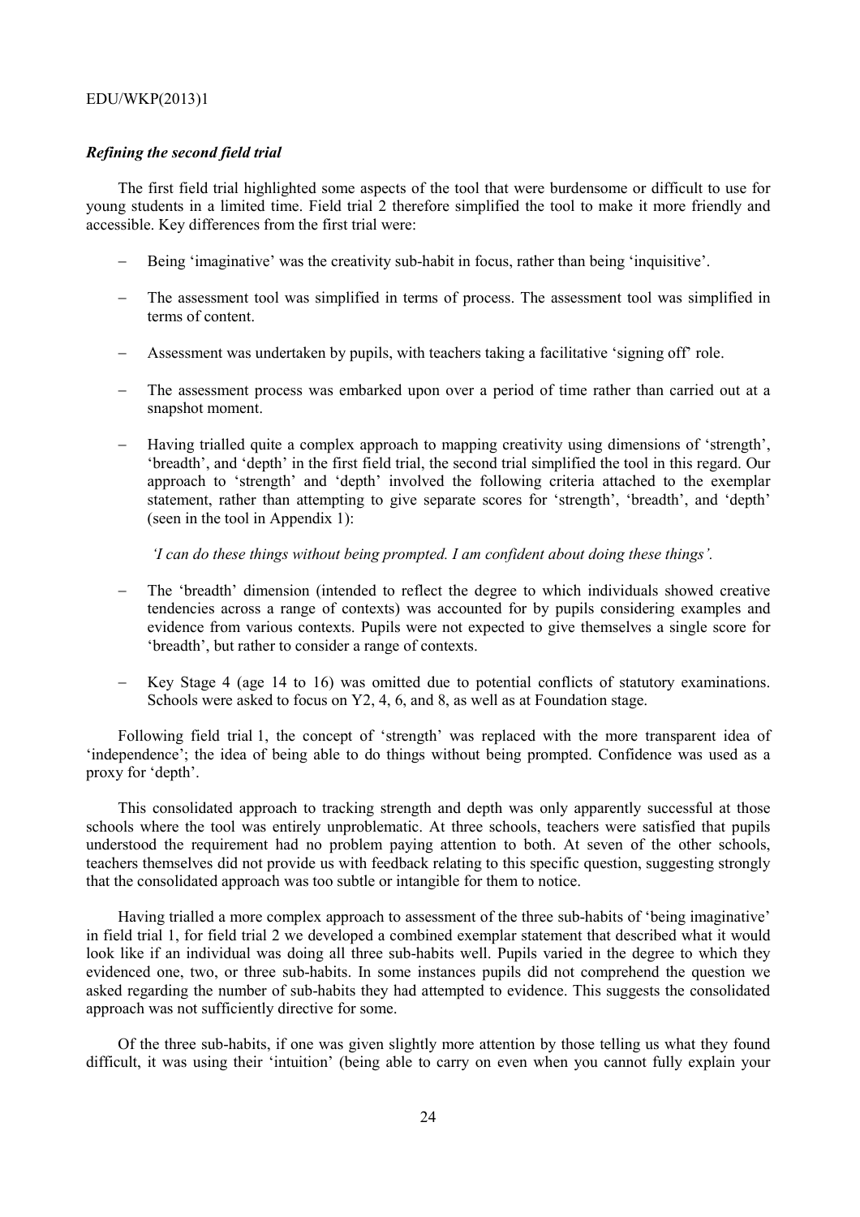### *Refining the second field trial*

The first field trial highlighted some aspects of the tool that were burdensome or difficult to use for young students in a limited time. Field trial 2 therefore simplified the tool to make it more friendly and accessible. Key differences from the first trial were:

- Being 'imaginative' was the creativity sub-habit in focus, rather than being 'inquisitive'.
- The assessment tool was simplified in terms of process. The assessment tool was simplified in terms of content.
- Assessment was undertaken by pupils, with teachers taking a facilitative 'signing off' role.
- The assessment process was embarked upon over a period of time rather than carried out at a snapshot moment.
- Having trialled quite a complex approach to mapping creativity using dimensions of 'strength', 'breadth', and 'depth' in the first field trial, the second trial simplified the tool in this regard. Our approach to 'strength' and 'depth' involved the following criteria attached to the exemplar statement, rather than attempting to give separate scores for 'strength', 'breadth', and 'depth' (seen in the tool in Appendix 1):

  *'I can do these things without being prompted. I am confident about doing these things'.*

- The 'breadth' dimension (intended to reflect the degree to which individuals showed creative tendencies across a range of contexts) was accounted for by pupils considering examples and evidence from various contexts. Pupils were not expected to give themselves a single score for 'breadth', but rather to consider a range of contexts.
- Key Stage 4 (age 14 to 16) was omitted due to potential conflicts of statutory examinations. Schools were asked to focus on Y2, 4, 6, and 8, as well as at Foundation stage.

Following field trial 1, the concept of 'strength' was replaced with the more transparent idea of 'independence'; the idea of being able to do things without being prompted. Confidence was used as a proxy for 'depth'.

This consolidated approach to tracking strength and depth was only apparently successful at those schools where the tool was entirely unproblematic. At three schools, teachers were satisfied that pupils understood the requirement had no problem paying attention to both. At seven of the other schools, teachers themselves did not provide us with feedback relating to this specific question, suggesting strongly that the consolidated approach was too subtle or intangible for them to notice.

Having trialled a more complex approach to assessment of the three sub-habits of 'being imaginative' in field trial 1, for field trial 2 we developed a combined exemplar statement that described what it would look like if an individual was doing all three sub-habits well. Pupils varied in the degree to which they evidenced one, two, or three sub-habits. In some instances pupils did not comprehend the question we asked regarding the number of sub-habits they had attempted to evidence. This suggests the consolidated approach was not sufficiently directive for some.

Of the three sub-habits, if one was given slightly more attention by those telling us what they found difficult, it was using their 'intuition' (being able to carry on even when you cannot fully explain your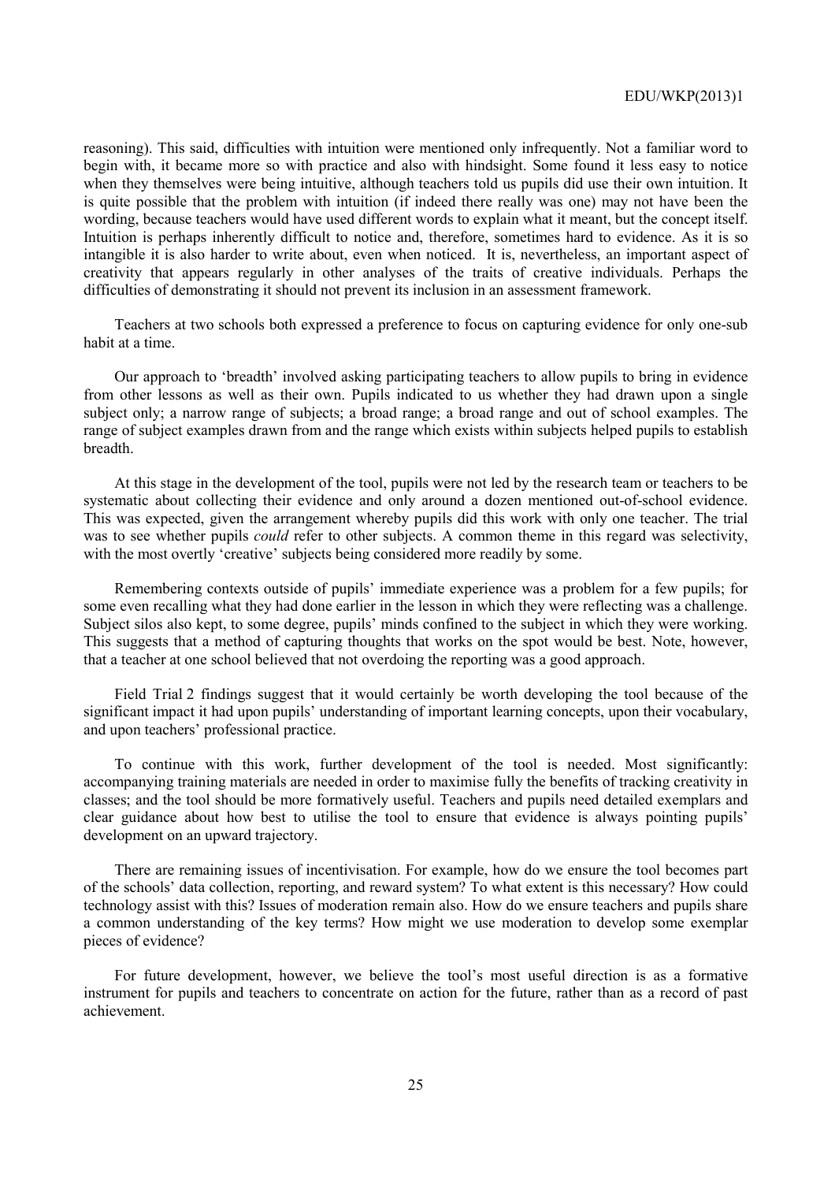reasoning). This said, difficulties with intuition were mentioned only infrequently. Not a familiar word to begin with, it became more so with practice and also with hindsight. Some found it less easy to notice when they themselves were being intuitive, although teachers told us pupils did use their own intuition. It is quite possible that the problem with intuition (if indeed there really was one) may not have been the wording, because teachers would have used different words to explain what it meant, but the concept itself. Intuition is perhaps inherently difficult to notice and, therefore, sometimes hard to evidence. As it is so intangible it is also harder to write about, even when noticed. It is, nevertheless, an important aspect of creativity that appears regularly in other analyses of the traits of creative individuals. Perhaps the difficulties of demonstrating it should not prevent its inclusion in an assessment framework.

Teachers at two schools both expressed a preference to focus on capturing evidence for only one-sub habit at a time.

Our approach to 'breadth' involved asking participating teachers to allow pupils to bring in evidence from other lessons as well as their own. Pupils indicated to us whether they had drawn upon a single subject only; a narrow range of subjects; a broad range; a broad range and out of school examples. The range of subject examples drawn from and the range which exists within subjects helped pupils to establish breadth.

At this stage in the development of the tool, pupils were not led by the research team or teachers to be systematic about collecting their evidence and only around a dozen mentioned out-of-school evidence. This was expected, given the arrangement whereby pupils did this work with only one teacher. The trial was to see whether pupils *could* refer to other subjects. A common theme in this regard was selectivity, with the most overtly 'creative' subjects being considered more readily by some.

Remembering contexts outside of pupils' immediate experience was a problem for a few pupils; for some even recalling what they had done earlier in the lesson in which they were reflecting was a challenge. Subject silos also kept, to some degree, pupils' minds confined to the subject in which they were working. This suggests that a method of capturing thoughts that works on the spot would be best. Note, however, that a teacher at one school believed that not overdoing the reporting was a good approach.

Field Trial 2 findings suggest that it would certainly be worth developing the tool because of the significant impact it had upon pupils' understanding of important learning concepts, upon their vocabulary, and upon teachers' professional practice.

To continue with this work, further development of the tool is needed. Most significantly: accompanying training materials are needed in order to maximise fully the benefits of tracking creativity in classes; and the tool should be more formatively useful. Teachers and pupils need detailed exemplars and clear guidance about how best to utilise the tool to ensure that evidence is always pointing pupils' development on an upward trajectory.

There are remaining issues of incentivisation. For example, how do we ensure the tool becomes part of the schools' data collection, reporting, and reward system? To what extent is this necessary? How could technology assist with this? Issues of moderation remain also. How do we ensure teachers and pupils share a common understanding of the key terms? How might we use moderation to develop some exemplar pieces of evidence?

For future development, however, we believe the tool's most useful direction is as a formative instrument for pupils and teachers to concentrate on action for the future, rather than as a record of past achievement.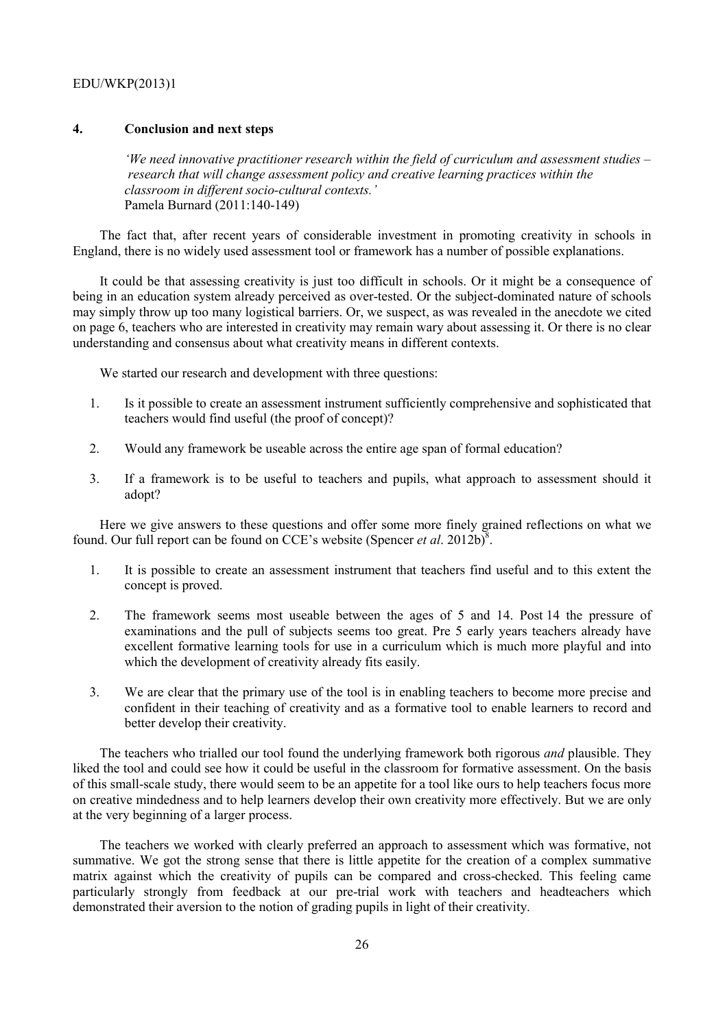## 4. Conclusion and next steps

> *'We need innovative practitioner research within the field of curriculum and assessment studies – research that will change assessment policy and creative learning practices within the classroom in different socio-cultural contexts.'*
> Pamela Burnard (2011:140-149)

The fact that, after recent years of considerable investment in promoting creativity in schools in England, there is no widely used assessment tool or framework has a number of possible explanations.

It could be that assessing creativity is just too difficult in schools. Or it might be a consequence of being in an education system already perceived as over-tested. Or the subject-dominated nature of schools may simply throw up too many logistical barriers. Or, we suspect, as was revealed in the anecdote we cited on page 6, teachers who are interested in creativity may remain wary about assessing it. Or there is no clear understanding and consensus about what creativity means in different contexts.

We started our research and development with three questions:

1. Is it possible to create an assessment instrument sufficiently comprehensive and sophisticated that teachers would find useful (the proof of concept)?
2. Would any framework be useable across the entire age span of formal education?
3. If a framework is to be useful to teachers and pupils, what approach to assessment should it adopt?

Here we give answers to these questions and offer some more finely grained reflections on what we found. Our full report can be found on CCE's website (Spencer *et al*. 2012b)[8].

1. It is possible to create an assessment instrument that teachers find useful and to this extent the concept is proved.
2. The framework seems most useable between the ages of 5 and 14. Post 14 the pressure of examinations and the pull of subjects seems too great. Pre 5 early years teachers already have excellent formative learning tools for use in a curriculum which is much more playful and into which the development of creativity already fits easily.
3. We are clear that the primary use of the tool is in enabling teachers to become more precise and confident in their teaching of creativity and as a formative tool to enable learners to record and better develop their creativity.

The teachers who trialled our tool found the underlying framework both rigorous *and* plausible. They liked the tool and could see how it could be useful in the classroom for formative assessment. On the basis of this small-scale study, there would seem to be an appetite for a tool like ours to help teachers focus more on creative mindedness and to help learners develop their own creativity more effectively. But we are only at the very beginning of a larger process.

The teachers we worked with clearly preferred an approach to assessment which was formative, not summative. We got the strong sense that there is little appetite for the creation of a complex summative matrix against which the creativity of pupils can be compared and cross-checked. This feeling came particularly strongly from feedback at our pre-trial work with teachers and headteachers which demonstrated their aversion to the notion of grading pupils in light of their creativity.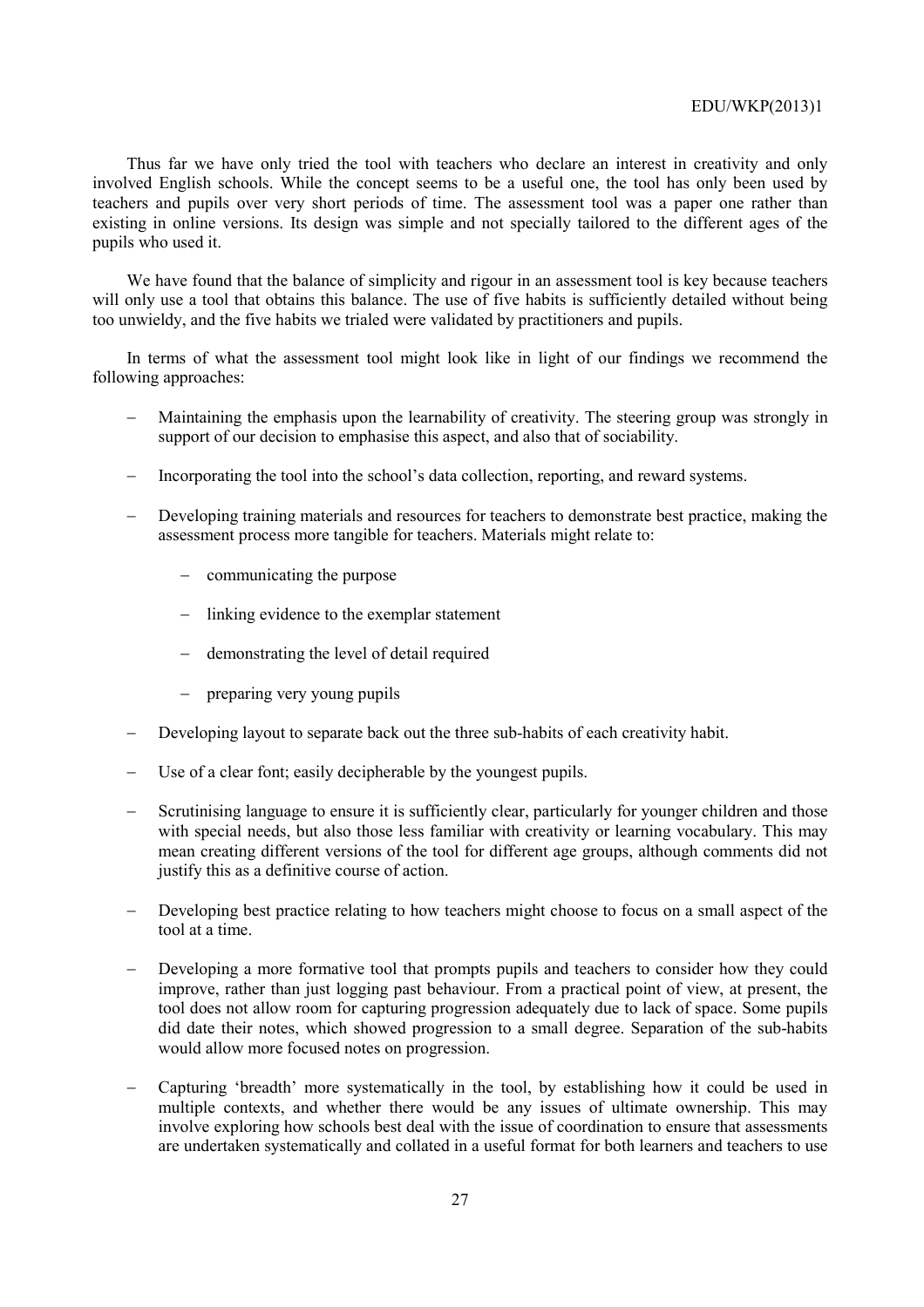Thus far we have only tried the tool with teachers who declare an interest in creativity and only involved English schools. While the concept seems to be a useful one, the tool has only been used by teachers and pupils over very short periods of time. The assessment tool was a paper one rather than existing in online versions. Its design was simple and not specially tailored to the different ages of the pupils who used it.

We have found that the balance of simplicity and rigour in an assessment tool is key because teachers will only use a tool that obtains this balance. The use of five habits is sufficiently detailed without being too unwieldy, and the five habits we trialed were validated by practitioners and pupils.

In terms of what the assessment tool might look like in light of our findings we recommend the following approaches:

- Maintaining the emphasis upon the learnability of creativity. The steering group was strongly in support of our decision to emphasise this aspect, and also that of sociability.
- Incorporating the tool into the school's data collection, reporting, and reward systems.
- Developing training materials and resources for teachers to demonstrate best practice, making the assessment process more tangible for teachers. Materials might relate to:
  - communicating the purpose
  - linking evidence to the exemplar statement
  - demonstrating the level of detail required
  - preparing very young pupils
- Developing layout to separate back out the three sub-habits of each creativity habit.
- Use of a clear font; easily decipherable by the youngest pupils.
- Scrutinising language to ensure it is sufficiently clear, particularly for younger children and those with special needs, but also those less familiar with creativity or learning vocabulary. This may mean creating different versions of the tool for different age groups, although comments did not justify this as a definitive course of action.
- Developing best practice relating to how teachers might choose to focus on a small aspect of the tool at a time.
- Developing a more formative tool that prompts pupils and teachers to consider how they could improve, rather than just logging past behaviour. From a practical point of view, at present, the tool does not allow room for capturing progression adequately due to lack of space. Some pupils did date their notes, which showed progression to a small degree. Separation of the sub-habits would allow more focused notes on progression.
- Capturing 'breadth' more systematically in the tool, by establishing how it could be used in multiple contexts, and whether there would be any issues of ultimate ownership. This may involve exploring how schools best deal with the issue of coordination to ensure that assessments are undertaken systematically and collated in a useful format for both learners and teachers to use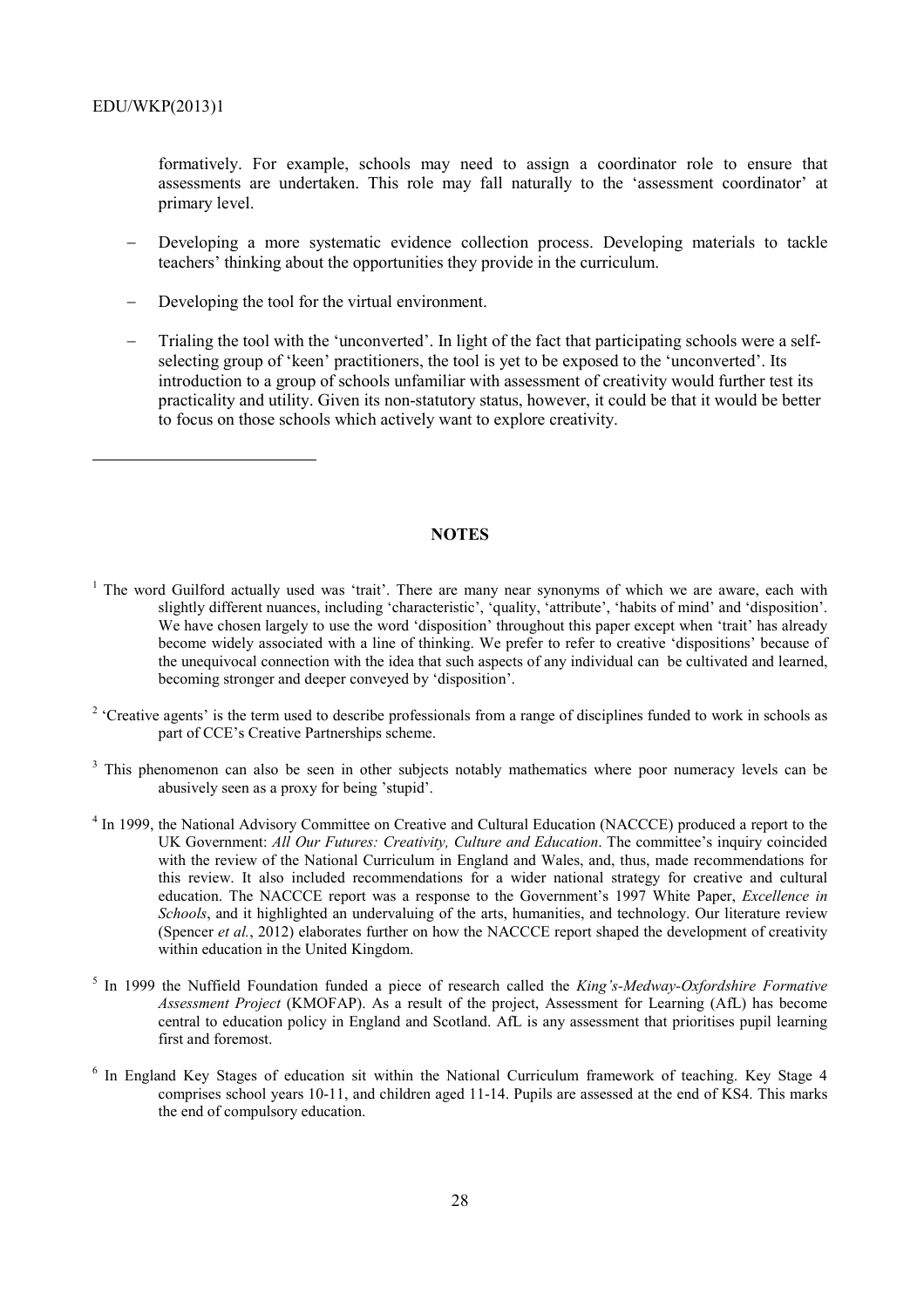formatively. For example, schools may need to assign a coordinator role to ensure that assessments are undertaken. This role may fall naturally to the 'assessment coordinator' at primary level.

- Developing a more systematic evidence collection process. Developing materials to tackle teachers' thinking about the opportunities they provide in the curriculum.
- Developing the tool for the virtual environment.
- Trialing the tool with the 'unconverted'. In light of the fact that participating schools were a self-selecting group of 'keen' practitioners, the tool is yet to be exposed to the 'unconverted'. Its introduction to a group of schools unfamiliar with assessment of creativity would further test its practicality and utility. Given its non-statutory status, however, it could be that it would be better to focus on those schools which actively want to explore creativity.

## NOTES

[1] The word Guilford actually used was 'trait'. There are many near synonyms of which we are aware, each with slightly different nuances, including 'characteristic', 'quality, 'attribute', 'habits of mind' and 'disposition'. We have chosen largely to use the word 'disposition' throughout this paper except when 'trait' has already become widely associated with a line of thinking. We prefer to refer to creative 'dispositions' because of the unequivocal connection with the idea that such aspects of any individual can be cultivated and learned, becoming stronger and deeper conveyed by 'disposition'.

[2] 'Creative agents' is the term used to describe professionals from a range of disciplines funded to work in schools as part of CCE's Creative Partnerships scheme.

[3] This phenomenon can also be seen in other subjects notably mathematics where poor numeracy levels can be abusively seen as a proxy for being 'stupid'.

[4] In 1999, the National Advisory Committee on Creative and Cultural Education (NACCCE) produced a report to the UK Government: *All Our Futures: Creativity, Culture and Education*. The committee's inquiry coincided with the review of the National Curriculum in England and Wales, and, thus, made recommendations for this review. It also included recommendations for a wider national strategy for creative and cultural education. The NACCCE report was a response to the Government's 1997 White Paper, *Excellence in Schools*, and it highlighted an undervaluing of the arts, humanities, and technology. Our literature review (Spencer *et al.*, 2012) elaborates further on how the NACCCE report shaped the development of creativity within education in the United Kingdom.

[5] In 1999 the Nuffield Foundation funded a piece of research called the *King's-Medway-Oxfordshire Formative Assessment Project* (KMOFAP). As a result of the project, Assessment for Learning (AfL) has become central to education policy in England and Scotland. AfL is any assessment that prioritises pupil learning first and foremost.

[6] In England Key Stages of education sit within the National Curriculum framework of teaching. Key Stage 4 comprises school years 10-11, and children aged 11-14. Pupils are assessed at the end of KS4. This marks the end of compulsory education.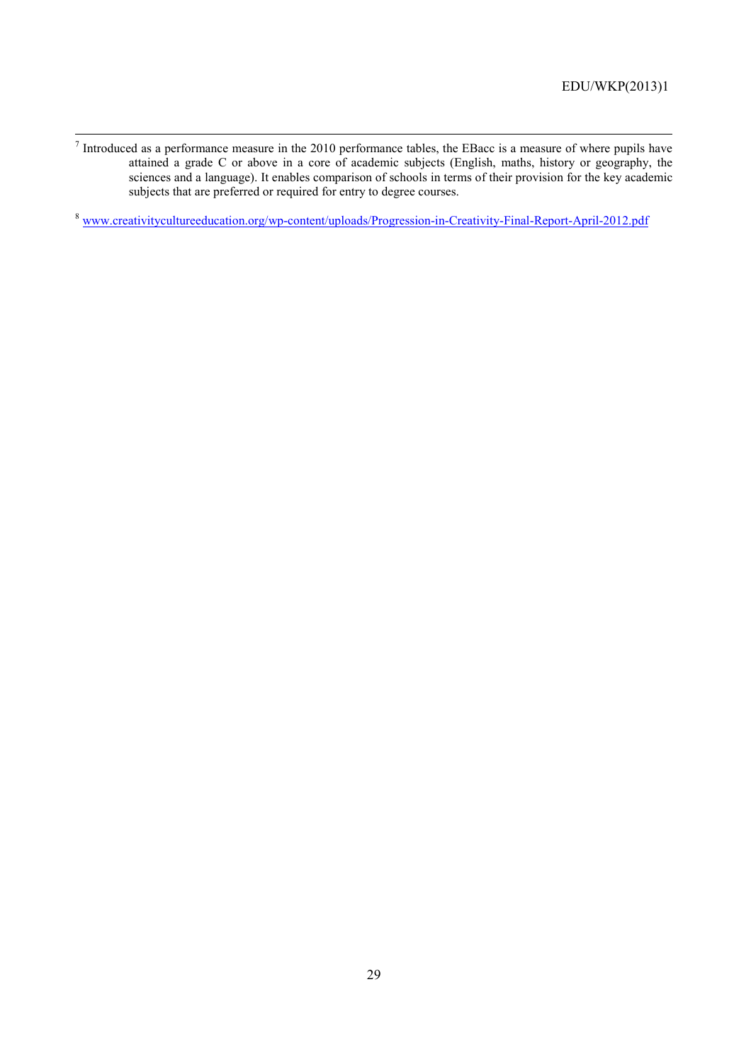[7] Introduced as a performance measure in the 2010 performance tables, the EBacc is a measure of where pupils have attained a grade C or above in a core of academic subjects (English, maths, history or geography, the sciences and a language). It enables comparison of schools in terms of their provision for the key academic subjects that are preferred or required for entry to degree courses.

[8] www.creativitycultureeducation.org/wp-content/uploads/Progression-in-Creativity-Final-Report-April-2012.pdf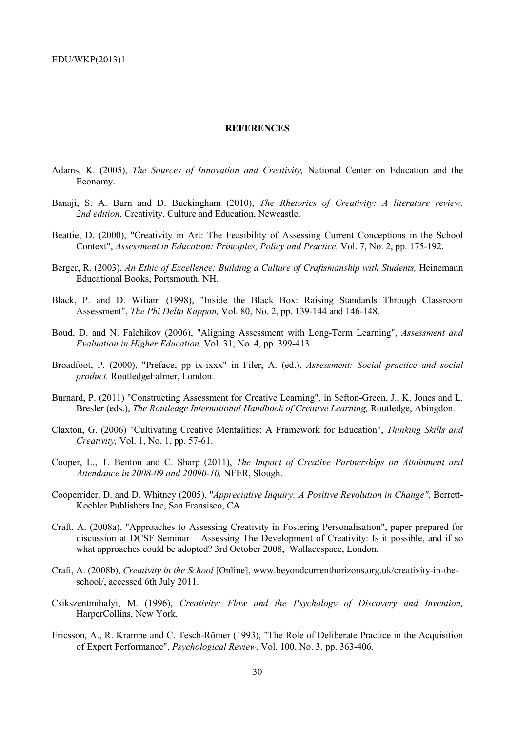**REFERENCES**

Adams, K. (2005), *The Sources of Innovation and Creativity,* National Center on Education and the Economy.

Banaji, S. A. Burn and D. Buckingham (2010), *The Rhetorics of Creativity: A literature review. 2nd edition*, Creativity, Culture and Education, Newcastle.

Beattie, D. (2000), "Creativity in Art: The Feasibility of Assessing Current Conceptions in the School Context", *Assessment in Education: Principles, Policy and Practice,* Vol. 7, No. 2, pp. 175-192.

Berger, R. (2003), *An Ethic of Excellence: Building a Culture of Craftsmanship with Students,* Heinemann Educational Books, Portsmouth, NH.

Black, P. and D. Wiliam (1998), "Inside the Black Box: Raising Standards Through Classroom Assessment", *The Phi Delta Kappan,* Vol. 80, No. 2, pp. 139-144 and 146-148.

Boud, D. and N. Falchikov (2006), "Aligning Assessment with Long-Term Learning", *Assessment and Evaluation in Higher Education,* Vol. 31, No. 4, pp. 399-413.

Broadfoot, P. (2000), "Preface, pp ix-ixxx" in Filer, A. (ed.), *Assessment: Social practice and social product,* RoutledgeFalmer, London.

Burnard, P. (2011) "Constructing Assessment for Creative Learning", in Sefton-Green, J., K. Jones and L. Bresler (eds.), *The Routledge International Handbook of Creative Learning,* Routledge, Abingdon.

Claxton, G. (2006) "Cultivating Creative Mentalities: A Framework for Education", *Thinking Skills and Creativity,* Vol. 1, No. 1, pp. 57-61.

Cooper, L., T. Benton and C. Sharp (2011), *The Impact of Creative Partnerships on Attainment and Attendance in 2008-09 and 20090-10,* NFER, Slough.

Cooperrider, D. and D. Whitney (2005), "*Appreciative Inquiry: A Positive Revolution in Change",* Berrett-Koehler Publishers Inc, San Fransisco, CA.

Craft, A. (2008a), "Approaches to Assessing Creativity in Fostering Personalisation", paper prepared for discussion at DCSF Seminar – Assessing The Development of Creativity: Is it possible, and if so what approaches could be adopted? 3rd October 2008, Wallacespace, London.

Craft, A. (2008b), *Creativity in the School* [Online], www.beyondcurrenthorizons.org.uk/creativity-in-the-school/, accessed 6th July 2011.

Csikszentmihalyi, M. (1996), *Creativity: Flow and the Psychology of Discovery and Invention,* HarperCollins, New York.

Ericsson, A., R. Krampe and C. Tesch-Römer (1993), "The Role of Deliberate Practice in the Acquisition of Expert Performance", *Psychological Review,* Vol. 100, No. 3, pp. 363-406.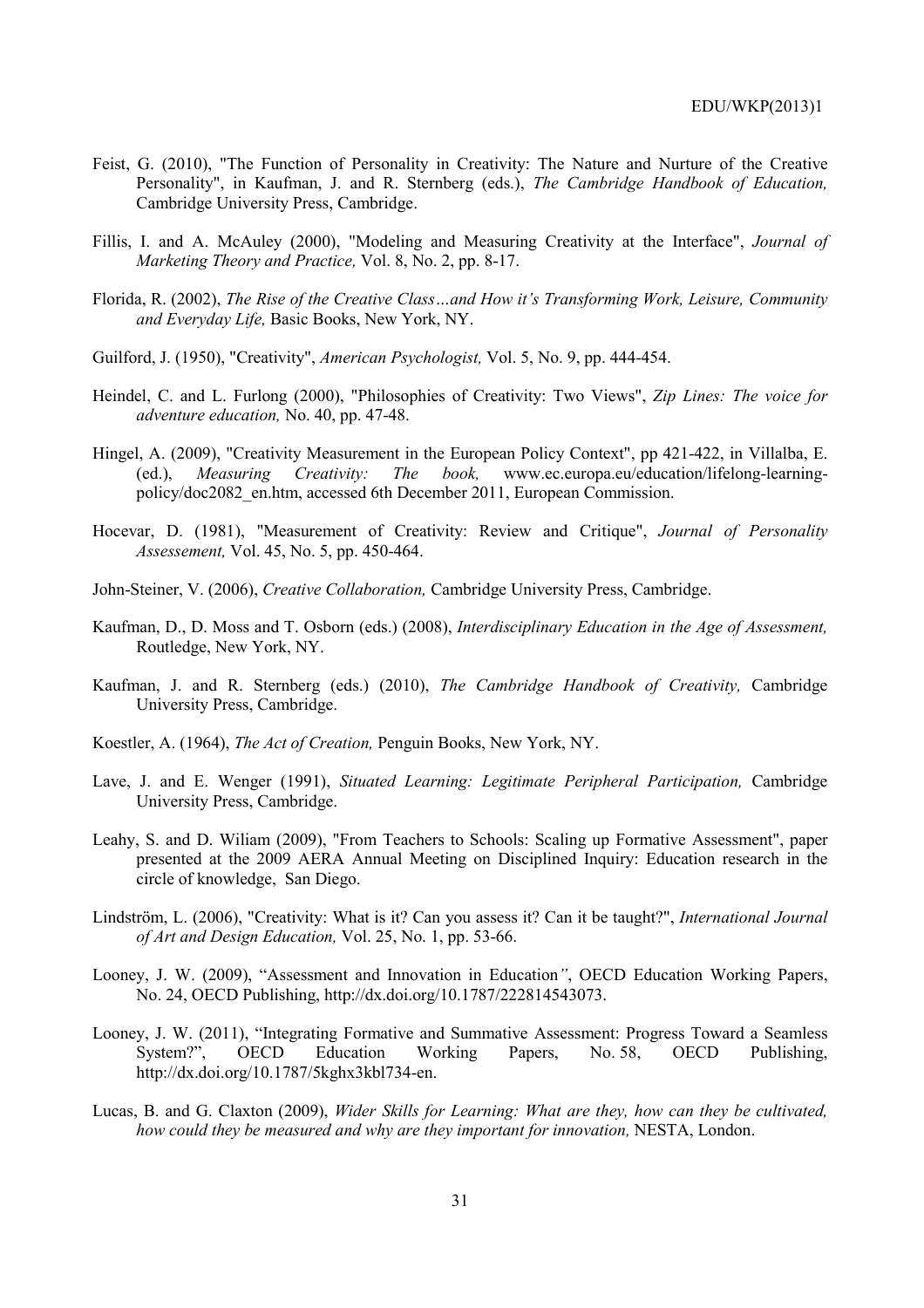Feist, G. (2010), "The Function of Personality in Creativity: The Nature and Nurture of the Creative Personality", in Kaufman, J. and R. Sternberg (eds.), *The Cambridge Handbook of Education,* Cambridge University Press, Cambridge.

Fillis, I. and A. McAuley (2000), "Modeling and Measuring Creativity at the Interface", *Journal of Marketing Theory and Practice,* Vol. 8, No. 2, pp. 8-17.

Florida, R. (2002), *The Rise of the Creative Class…and How it's Transforming Work, Leisure, Community and Everyday Life,* Basic Books, New York, NY.

Guilford, J. (1950), "Creativity", *American Psychologist,* Vol. 5, No. 9, pp. 444-454.

Heindel, C. and L. Furlong (2000), "Philosophies of Creativity: Two Views", *Zip Lines: The voice for adventure education,* No. 40, pp. 47-48.

Hingel, A. (2009), "Creativity Measurement in the European Policy Context", pp 421-422, in Villalba, E. (ed.), *Measuring Creativity: The book,* www.ec.europa.eu/education/lifelong-learning-policy/doc2082_en.htm, accessed 6th December 2011, European Commission.

Hocevar, D. (1981), "Measurement of Creativity: Review and Critique", *Journal of Personality Assessement,* Vol. 45, No. 5, pp. 450-464.

John-Steiner, V. (2006), *Creative Collaboration,* Cambridge University Press, Cambridge.

Kaufman, D., D. Moss and T. Osborn (eds.) (2008), *Interdisciplinary Education in the Age of Assessment,* Routledge, New York, NY.

Kaufman, J. and R. Sternberg (eds.) (2010), *The Cambridge Handbook of Creativity,* Cambridge University Press, Cambridge.

Koestler, A. (1964), *The Act of Creation,* Penguin Books, New York, NY.

Lave, J. and E. Wenger (1991), *Situated Learning: Legitimate Peripheral Participation,* Cambridge University Press, Cambridge.

Leahy, S. and D. Wiliam (2009), "From Teachers to Schools: Scaling up Formative Assessment", paper presented at the 2009 AERA Annual Meeting on Disciplined Inquiry: Education research in the circle of knowledge, San Diego.

Lindström, L. (2006), "Creativity: What is it? Can you assess it? Can it be taught?", *International Journal of Art and Design Education,* Vol. 25, No. 1, pp. 53-66.

Looney, J. W. (2009), "Assessment and Innovation in Education", OECD Education Working Papers, No. 24, OECD Publishing, http://dx.doi.org/10.1787/222814543073.

Looney, J. W. (2011), "Integrating Formative and Summative Assessment: Progress Toward a Seamless System?", OECD Education Working Papers, No. 58, OECD Publishing, http://dx.doi.org/10.1787/5kghx3kbl734-en.

Lucas, B. and G. Claxton (2009), *Wider Skills for Learning: What are they, how can they be cultivated, how could they be measured and why are they important for innovation,* NESTA, London.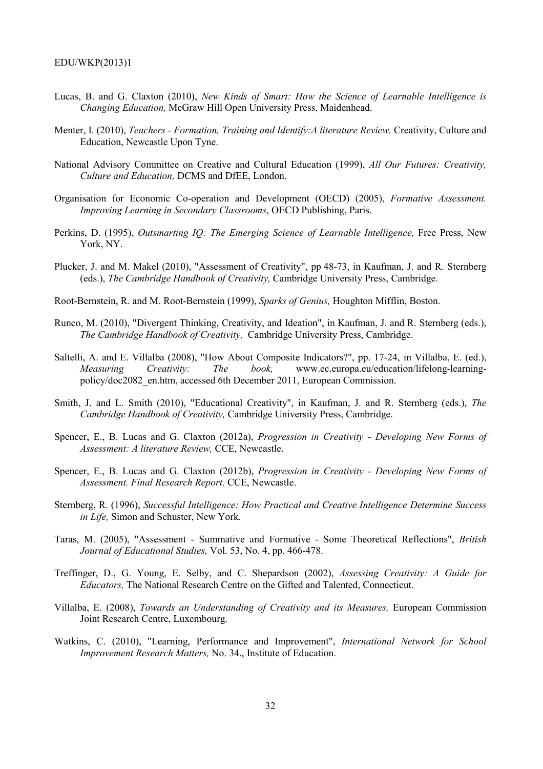Lucas, B. and G. Claxton (2010), *New Kinds of Smart: How the Science of Learnable Intelligence is Changing Education,* McGraw Hill Open University Press, Maidenhead.

Menter, I. (2010), *Teachers - Formation, Training and Identify:A literature Review,* Creativity, Culture and Education, Newcastle Upon Tyne.

National Advisory Committee on Creative and Cultural Education (1999), *All Our Futures: Creativity, Culture and Education,* DCMS and DfEE, London.

Organisation for Economic Co-operation and Development (OECD) (2005), *Formative Assessment. Improving Learning in Secondary Classrooms*, OECD Publishing, Paris.

Perkins, D. (1995), *Outsmarting IQ: The Emerging Science of Learnable Intelligence,* Free Press, New York, NY.

Plucker, J. and M. Makel (2010), "Assessment of Creativity", pp 48-73, in Kaufman, J. and R. Sternberg (eds.), *The Cambridge Handbook of Creativity,* Cambridge University Press, Cambridge.

Root-Bernstein, R. and M. Root-Bernstein (1999), *Sparks of Genius,* Houghton Mifflin, Boston.

Runco, M. (2010), "Divergent Thinking, Creativity, and Ideation", in Kaufman, J. and R. Sternberg (eds.), *The Cambridge Handbook of Creativity,* Cambridge University Press, Cambridge.

Saltelli, A. and E. Villalba (2008), "How About Composite Indicators?", pp. 17-24, in Villalba, E. (ed.), *Measuring Creativity: The book,* www.ec.europa.eu/education/lifelong-learning-policy/doc2082_en.htm, accessed 6th December 2011, European Commission.

Smith, J. and L. Smith (2010), "Educational Creativity", in Kaufman, J. and R. Sternberg (eds.), *The Cambridge Handbook of Creativity,* Cambridge University Press, Cambridge.

Spencer, E., B. Lucas and G. Claxton (2012a), *Progression in Creativity - Developing New Forms of Assessment: A literature Review,* CCE, Newcastle.

Spencer, E., B. Lucas and G. Claxton (2012b), *Progression in Creativity - Developing New Forms of Assessment. Final Research Report,* CCE, Newcastle.

Sternberg, R. (1996), *Successful Intelligence: How Practical and Creative Intelligence Determine Success in Life,* Simon and Schuster, New York.

Taras, M. (2005), "Assessment - Summative and Formative - Some Theoretical Reflections", *British Journal of Educational Studies,* Vol. 53, No. 4, pp. 466-478.

Treffinger, D., G. Young, E. Selby, and C. Shepardson (2002), *Assessing Creativity: A Guide for Educators,* The National Research Centre on the Gifted and Talented, Connecticut.

Villalba, E. (2008), *Towards an Understanding of Creativity and its Measures,* European Commission Joint Research Centre, Luxembourg.

Watkins, C. (2010), "Learning, Performance and Improvement", *International Network for School Improvement Research Matters,* No. 34., Institute of Education.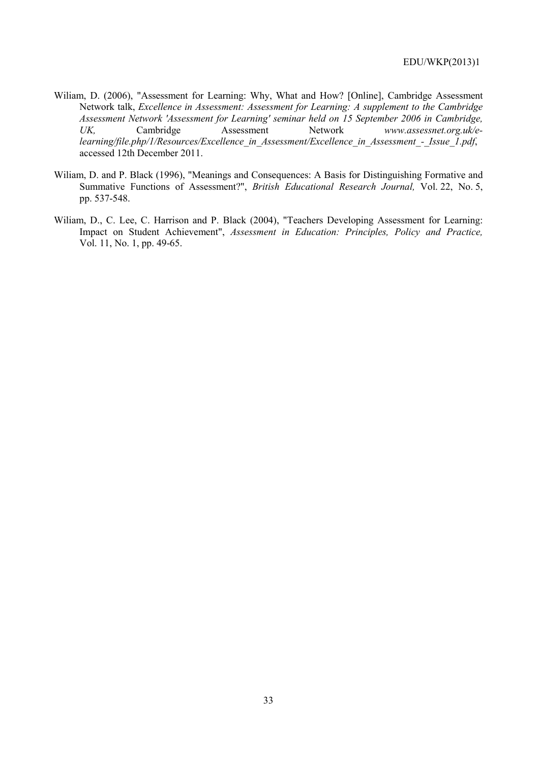Wiliam, D. (2006), "Assessment for Learning: Why, What and How? [Online], Cambridge Assessment Network talk, *Excellence in Assessment: Assessment for Learning: A supplement to the Cambridge Assessment Network 'Assessment for Learning' seminar held on 15 September 2006 in Cambridge, UK,* Cambridge Assessment Network *www.assessnet.org.uk/e-learning/file.php/1/Resources/Excellence_in_Assessment/Excellence_in_Assessment_-_Issue_1.pdf*, accessed 12th December 2011.

Wiliam, D. and P. Black (1996), "Meanings and Consequences: A Basis for Distinguishing Formative and Summative Functions of Assessment?", *British Educational Research Journal,* Vol. 22, No. 5, pp. 537-548.

Wiliam, D., C. Lee, C. Harrison and P. Black (2004), "Teachers Developing Assessment for Learning: Impact on Student Achievement", *Assessment in Education: Principles, Policy and Practice,* Vol. 11, No. 1, pp. 49-65.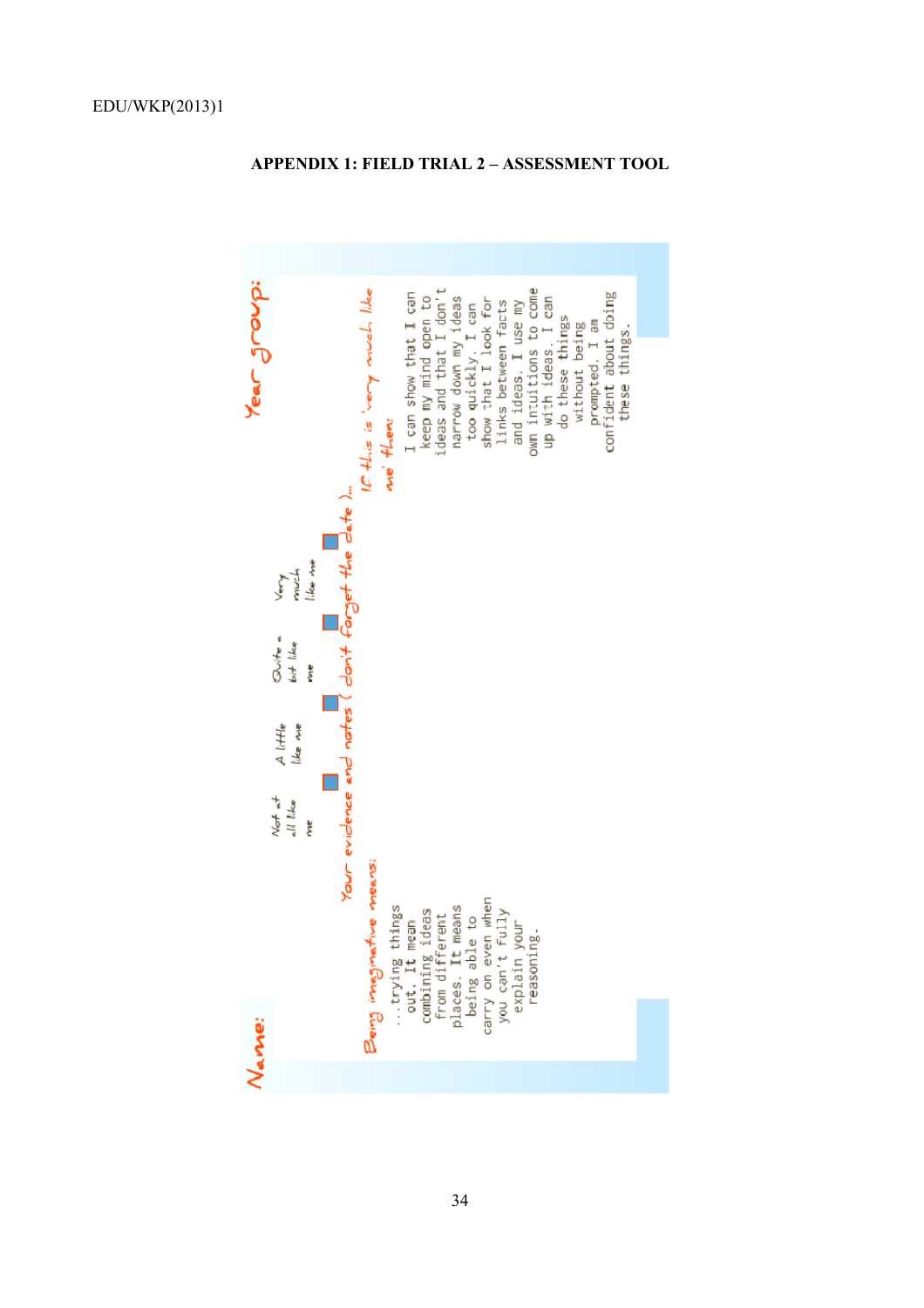## APPENDIX 1: FIELD TRIAL 2 – ASSESSMENT TOOL

**Name:**

**Year group:**

**Being imaginative means:**

...trying things out. It mean combining ideas from different places. It means being able to carry on even when you can't fully explain your reasoning.

| Not at all like me | A little like me | Quite a bit like me | Very much like me |
|---|---|---|---|
| ☐ | ☐ | ☐ | ☐ |

**Your evidence and notes (don't forget the date)...**

**If this is 'very much like me' then:**

I can show that I can keep my mind open to ideas and that I don't narrow down my ideas too quickly. I can show that I look for links between facts and ideas. I use my own intuitions to come up with ideas. I can do these things without being prompted. I am confident about doing these things.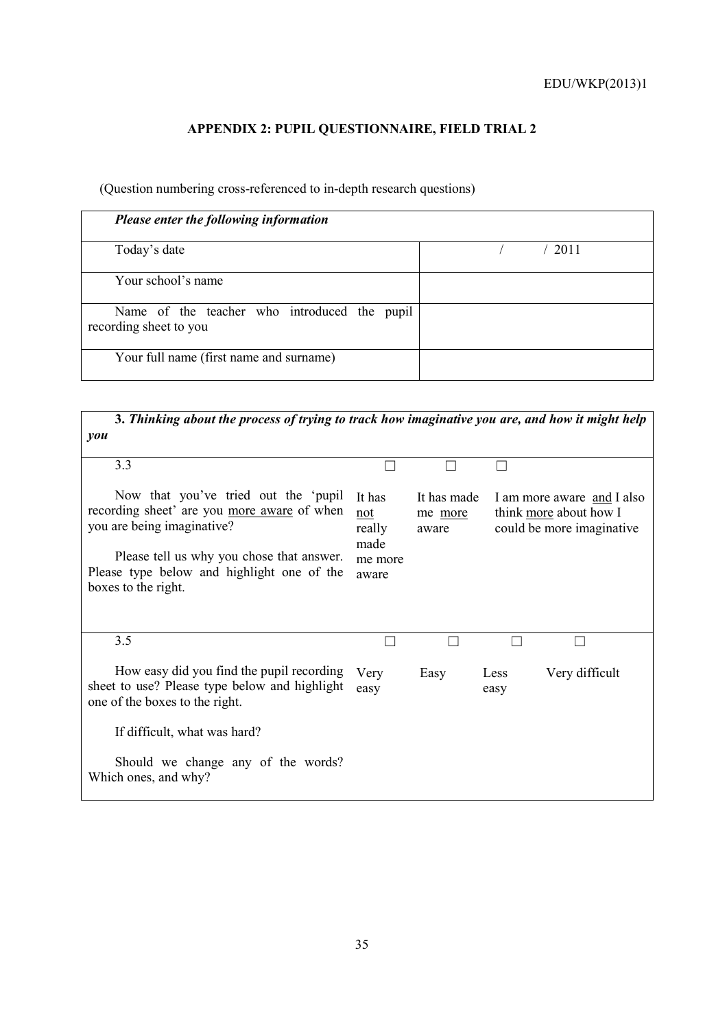## APPENDIX 2: PUPIL QUESTIONNAIRE, FIELD TRIAL 2

(Question numbering cross-referenced to in-depth research questions)

| ***Please enter the following information*** | |
|---|---|
| Today's date | / / 2011 |
| Your school's name | |
| Name of the teacher who introduced the pupil recording sheet to you | |
| Your full name (first name and surname) | |

| **3.** ***Thinking about the process of trying to track how imaginative you are, and how it might help you*** | | | | |
|---|---|---|---|---|
| 3.3 | ☐ | ☐ | ☐ | |
| Now that you've tried out the 'pupil recording sheet' are you <u>more aware</u> of when you are being imaginative?<br><br>Please tell us why you chose that answer. Please type below and highlight one of the boxes to the right. | It has <u>not</u> really made me more aware | It has made me <u>more</u> aware | I am more aware <u>and</u> I also think <u>more</u> about how I could be more imaginative | |
| 3.5 | ☐ | ☐ | ☐ | ☐ |
| How easy did you find the pupil recording sheet to use? Please type below and highlight one of the boxes to the right.<br><br>If difficult, what was hard?<br><br>Should we change any of the words? Which ones, and why? | Very easy | Easy | Less easy | Very difficult |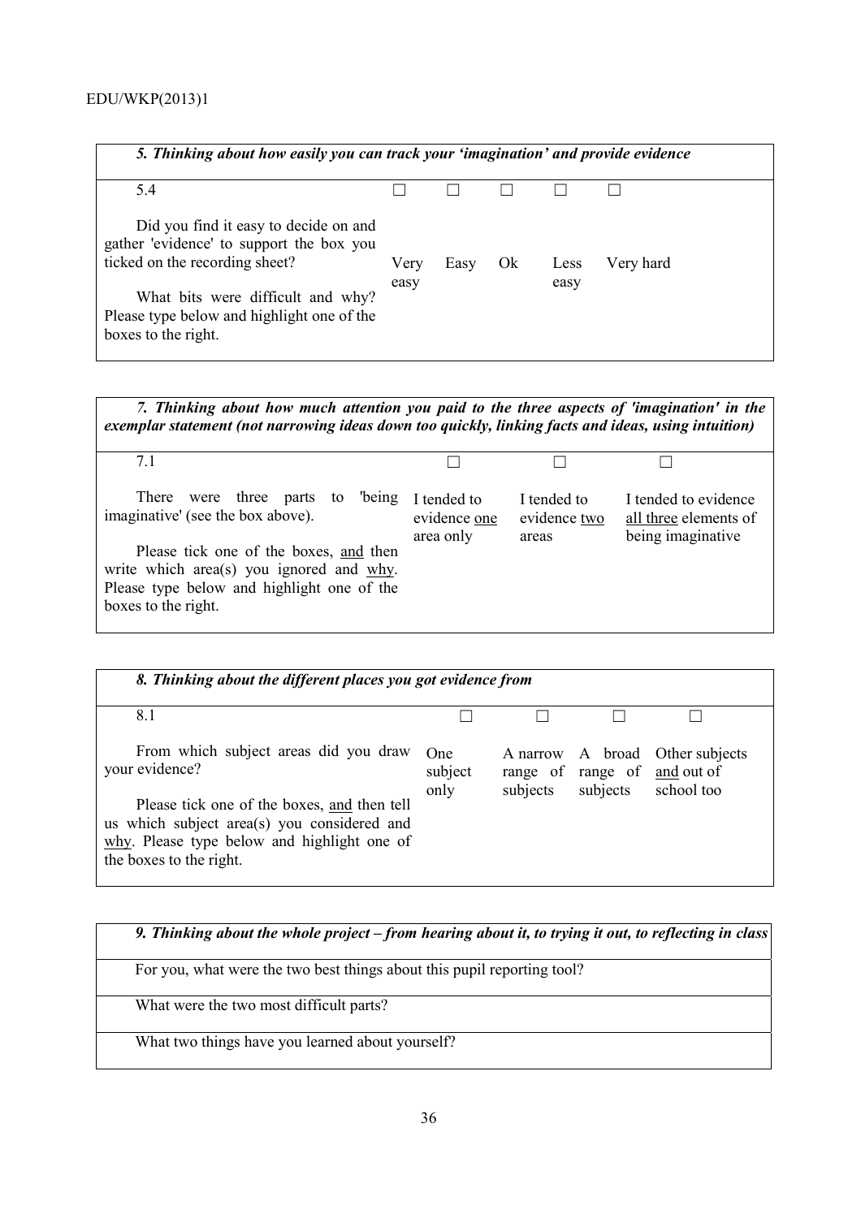| *5. Thinking about how easily you can track your 'imagination' and provide evidence* | | | | | |
|---|---|---|---|---|---|
| 5.4 | ☐ | ☐ | ☐ | ☐ | ☐ |
| Did you find it easy to decide on and gather 'evidence' to support the box you ticked on the recording sheet?<br><br>What bits were difficult and why? Please type below and highlight one of the boxes to the right. | Very easy | Easy | Ok | Less easy | Very hard |

| *7. Thinking about how much attention you paid to the three aspects of 'imagination' in the exemplar statement (not narrowing ideas down too quickly, linking facts and ideas, using intuition)* | | | |
|---|---|---|---|
| 7.1 | ☐ | ☐ | ☐ |
| There were three parts to 'being imaginative' (see the box above).<br><br>Please tick one of the boxes, <u>and</u> then write which area(s) you ignored and <u>why</u>. Please type below and highlight one of the boxes to the right. | I tended to evidence <u>one</u> area only | I tended to evidence <u>two</u> areas | I tended to evidence <u>all three</u> elements of being imaginative |

| *8. Thinking about the different places you got evidence from* | | | | |
|---|---|---|---|---|
| 8.1 | ☐ | ☐ | ☐ | ☐ |
| From which subject areas did you draw your evidence?<br><br>Please tick one of the boxes, <u>and</u> then tell us which subject area(s) you considered and <u>why</u>. Please type below and highlight one of the boxes to the right. | One subject only | A narrow range of subjects | A broad range of subjects | Other subjects <u>and</u> out of school too |

| *9. Thinking about the whole project – from hearing about it, to trying it out, to reflecting in class* |
|---|
| For you, what were the two best things about this pupil reporting tool? |
| What were the two most difficult parts? |
| What two things have you learned about yourself? |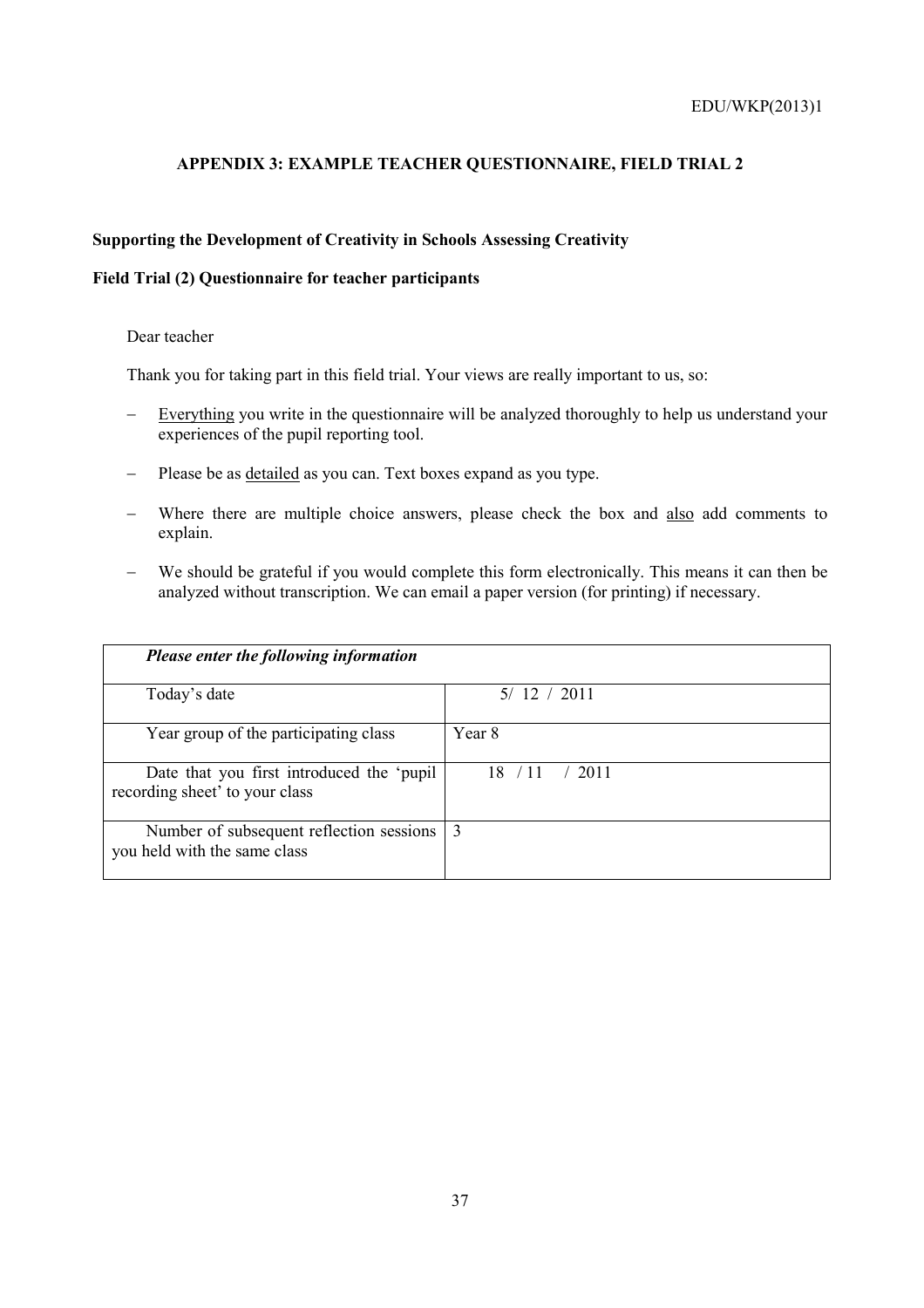## APPENDIX 3: EXAMPLE TEACHER QUESTIONNAIRE, FIELD TRIAL 2

**Supporting the Development of Creativity in Schools Assessing Creativity**

**Field Trial (2) Questionnaire for teacher participants**

Dear teacher

Thank you for taking part in this field trial. Your views are really important to us, so:

- Everything you write in the questionnaire will be analyzed thoroughly to help us understand your experiences of the pupil reporting tool.
- Please be as detailed as you can. Text boxes expand as you type.
- Where there are multiple choice answers, please check the box and also add comments to explain.
- We should be grateful if you would complete this form electronically. This means it can then be analyzed without transcription. We can email a paper version (for printing) if necessary.

| ***Please enter the following information*** | |
|---|---|
| Today's date | 5/ 12 / 2011 |
| Year group of the participating class | Year 8 |
| Date that you first introduced the 'pupil recording sheet' to your class | 18 / 11 / 2011 |
| Number of subsequent reflection sessions you held with the same class | 3 |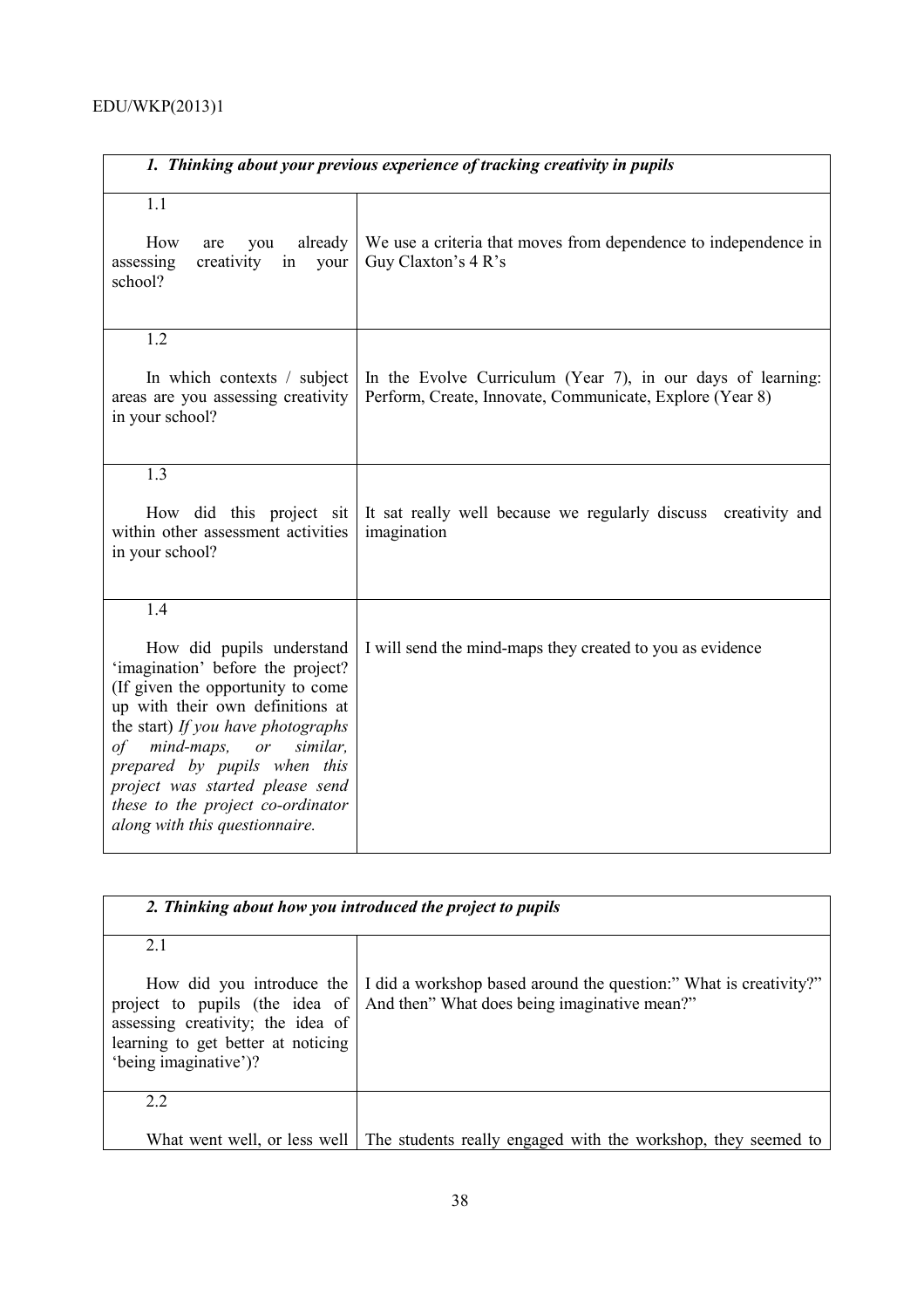| *1. Thinking about your previous experience of tracking creativity in pupils* | |
|---|---|
| 1.1<br><br>How are you already assessing creativity in your school? | We use a criteria that moves from dependence to independence in Guy Claxton's 4 R's |
| 1.2<br><br>In which contexts / subject areas are you assessing creativity in your school? | In the Evolve Curriculum (Year 7), in our days of learning: Perform, Create, Innovate, Communicate, Explore (Year 8) |
| 1.3<br><br>How did this project sit within other assessment activities in your school? | It sat really well because we regularly discuss creativity and imagination |
| 1.4<br><br>How did pupils understand 'imagination' before the project? (If given the opportunity to come up with their own definitions at the start) *If you have photographs of mind-maps, or similar, prepared by pupils when this project was started please send these to the project co-ordinator along with this questionnaire.* | I will send the mind-maps they created to you as evidence |

| *2. Thinking about how you introduced the project to pupils* | |
|---|---|
| 2.1<br><br>How did you introduce the project to pupils (the idea of assessing creativity; the idea of learning to get better at noticing 'being imaginative')? | I did a workshop based around the question:" What is creativity?" And then" What does being imaginative mean?" |
| 2.2<br><br>What went well, or less well | The students really engaged with the workshop, they seemed to |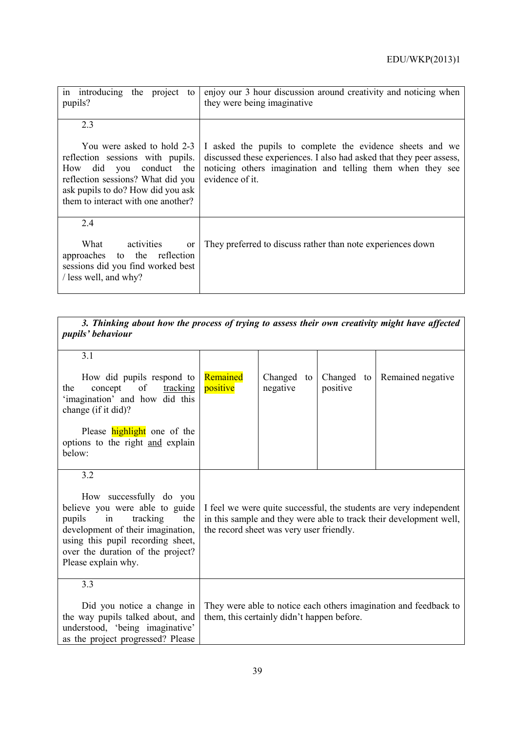| in introducing the project to pupils? | enjoy our 3 hour discussion around creativity and noticing when they were being imaginative |
|---|---|
| 2.3<br><br>You were asked to hold 2-3 reflection sessions with pupils. How did you conduct the reflection sessions? What did you ask pupils to do? How did you ask them to interact with one another? | I asked the pupils to complete the evidence sheets and we discussed these experiences. I also had asked that they peer assess, noticing others imagination and telling them when they see evidence of it. |
| 2.4<br><br>What activities or approaches to the reflection sessions did you find worked best / less well, and why? | They preferred to discuss rather than note experiences down |

| ***3. Thinking about how the process of trying to assess their own creativity might have affected pupils' behaviour*** | | | | |
|---|---|---|---|---|
| 3.1<br><br>How did pupils respond to the concept of <u>tracking</u> 'imagination' and how did this change (if it did)?<br><br>Please highlight one of the options to the right <u>and</u> explain below: | Remained positive | Changed to negative | Changed to positive | Remained negative |
| 3.2<br><br>How successfully do you believe you were able to guide pupils in tracking the development of their imagination, using this pupil recording sheet, over the duration of the project? Please explain why. | I feel we were quite successful, the students are very independent in this sample and they were able to track their development well, the record sheet was very user friendly. | | | |
| 3.3<br><br>Did you notice a change in the way pupils talked about, and understood, 'being imaginative' as the project progressed? Please | They were able to notice each others imagination and feedback to them, this certainly didn't happen before. | | | |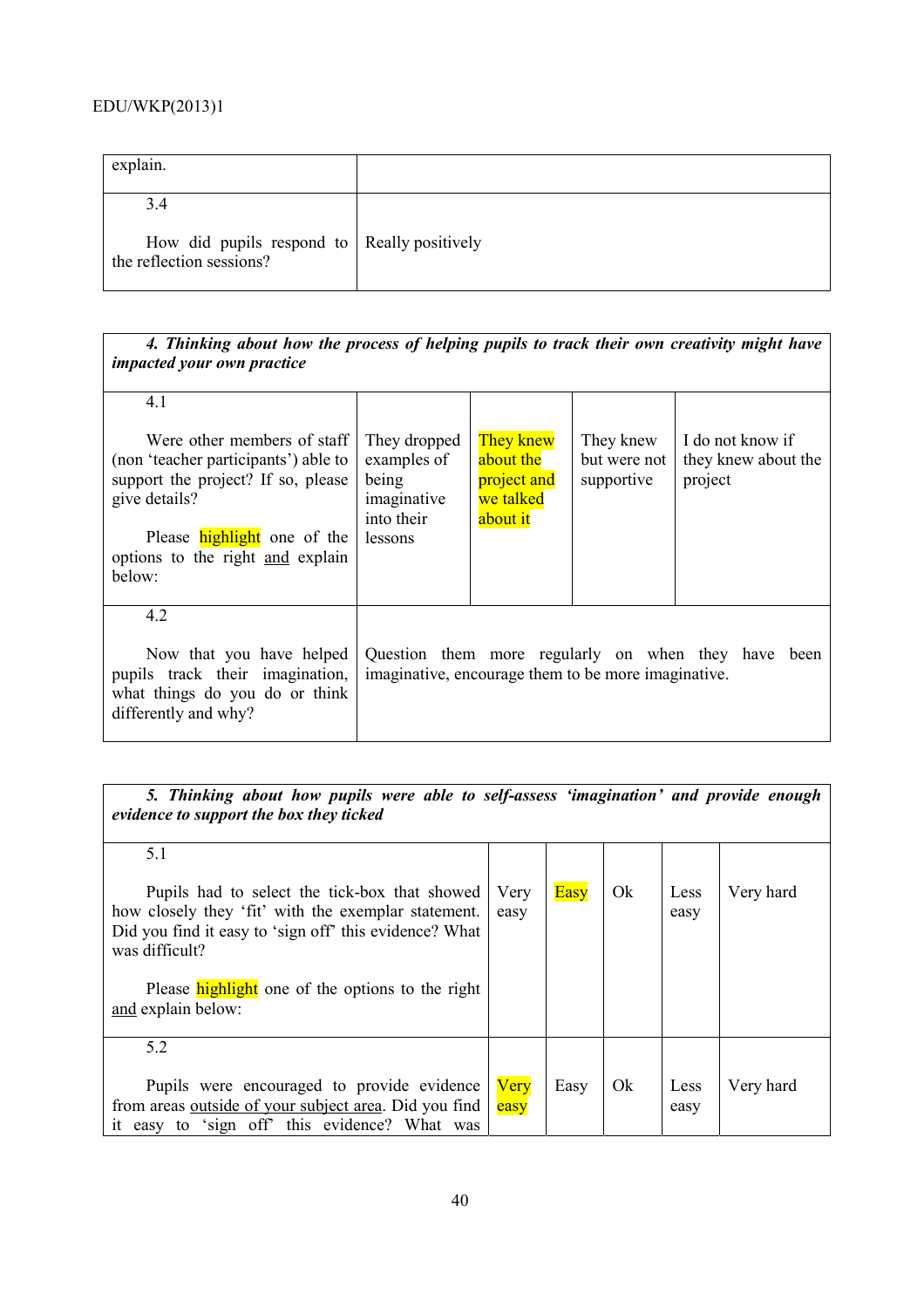| explain. | |
|---|---|
| 3.4<br><br>How did pupils respond to the reflection sessions? | Really positively |

| ***4. Thinking about how the process of helping pupils to track their own creativity might have impacted your own practice*** | | | | |
|---|---|---|---|---|
| 4.1<br><br>Were other members of staff (non 'teacher participants') able to support the project? If so, please give details?<br><br>Please highlight one of the options to the right and explain below: | They dropped examples of being imaginative into their lessons | They knew about the project and we talked about it | They knew but were not supportive | I do not know if they knew about the project |
| 4.2<br><br>Now that you have helped pupils track their imagination, what things do you do or think differently and why? | Question them more regularly on when they have been imaginative, encourage them to be more imaginative. | | | |

| ***5. Thinking about how pupils were able to self-assess 'imagination' and provide enough evidence to support the box they ticked*** | | | | | |
|---|---|---|---|---|---|
| 5.1<br><br>Pupils had to select the tick-box that showed how closely they 'fit' with the exemplar statement. Did you find it easy to 'sign off' this evidence? What was difficult?<br><br>Please highlight one of the options to the right and explain below: | Very easy | Easy | Ok | Less easy | Very hard |
| 5.2<br><br>Pupils were encouraged to provide evidence from areas outside of your subject area. Did you find it easy to 'sign off' this evidence? What was | Very easy | Easy | Ok | Less easy | Very hard |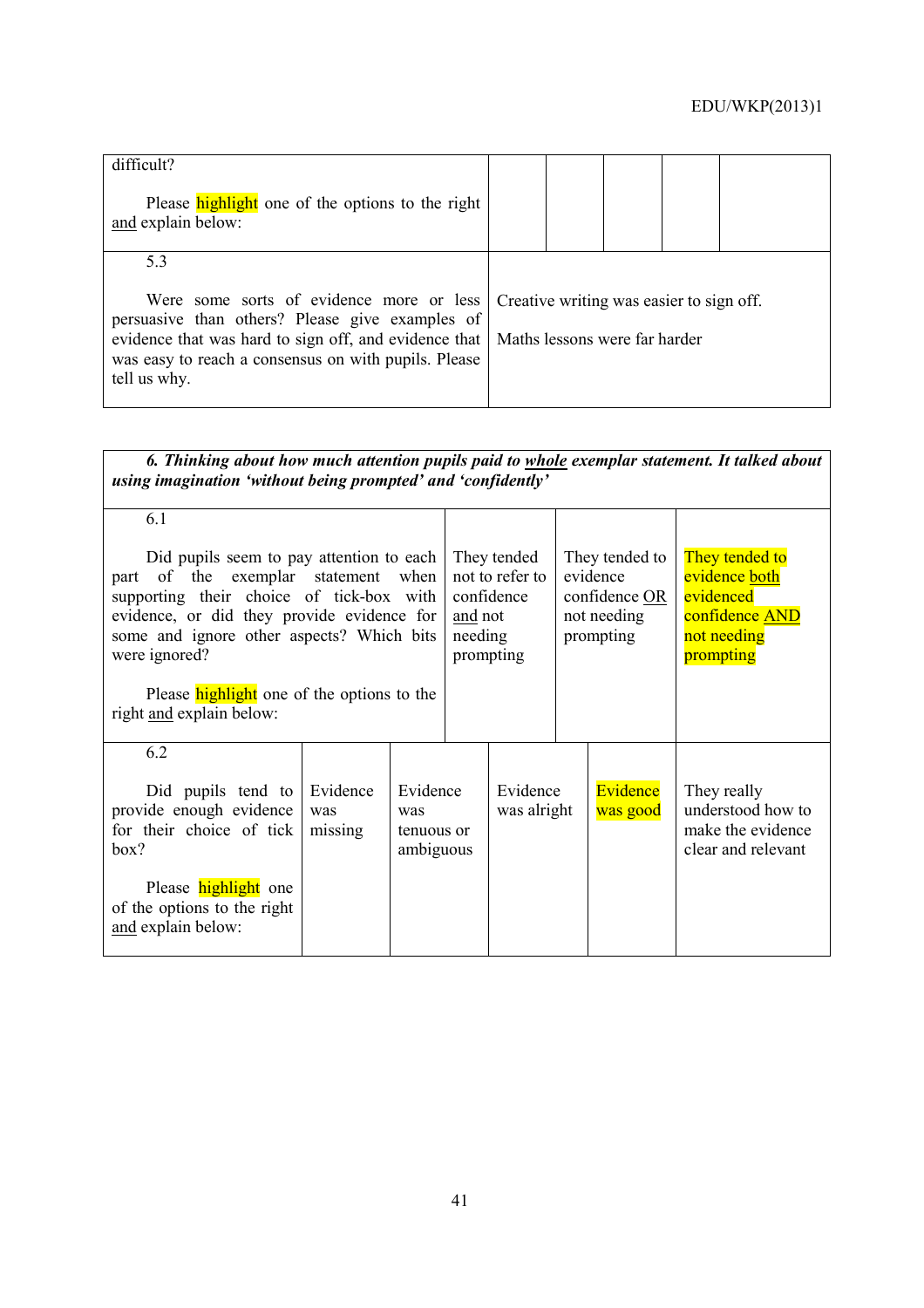| difficult?<br><br>Please highlight one of the options to the right and explain below: | | | | | |
|---|---|---|---|---|---|
| 5.3<br><br>Were some sorts of evidence more or less persuasive than others? Please give examples of evidence that was hard to sign off, and evidence that was easy to reach a consensus on with pupils. Please tell us why. | Creative writing was easier to sign off.<br><br>Maths lessons were far harder | | | | |

| ***6. Thinking about how much attention pupils paid to whole exemplar statement. It talked about using imagination 'without being prompted' and 'confidently'*** | | | |
|---|---|---|---|
| 6.1<br><br>Did pupils seem to pay attention to each part of the exemplar statement when supporting their choice of tick-box with evidence, or did they provide evidence for some and ignore other aspects? Which bits were ignored?<br><br>Please highlight one of the options to the right and explain below: | They tended not to refer to confidence and not needing prompting | They tended to evidence confidence OR not needing prompting | They tended to evidence both evidenced confidence AND not needing prompting |

| 6.2<br><br>Did pupils tend to provide enough evidence for their choice of tick box?<br><br>Please highlight one of the options to the right and explain below: | Evidence was missing | Evidence was tenuous or ambiguous | Evidence was alright | Evidence was good | They really understood how to make the evidence clear and relevant |
|---|---|---|---|---|---|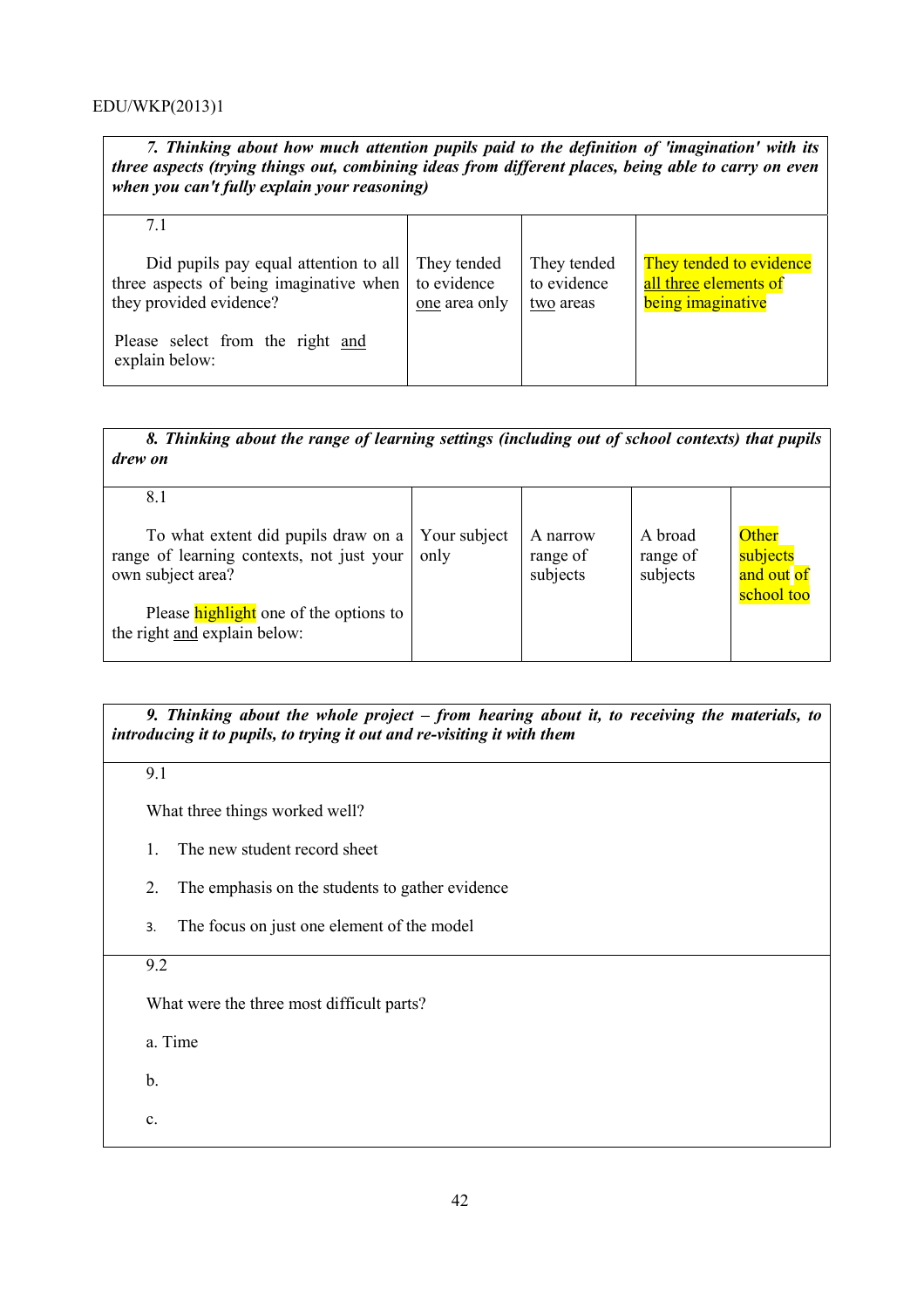| ***7. Thinking about how much attention pupils paid to the definition of 'imagination' with its three aspects (trying things out, combining ideas from different places, being able to carry on even when you can't fully explain your reasoning)*** | | | |
|---|---|---|---|
| 7.1<br><br>Did pupils pay equal attention to all three aspects of being imaginative when they provided evidence?<br><br>Please select from the right and explain below: | They tended to evidence one area only | They tended to evidence two areas | They tended to evidence all three elements of being imaginative |

| ***8. Thinking about the range of learning settings (including out of school contexts) that pupils drew on*** | | | | |
|---|---|---|---|---|
| 8.1<br><br>To what extent did pupils draw on a range of learning contexts, not just your own subject area?<br><br>Please highlight one of the options to the right and explain below: | Your subject only | A narrow range of subjects | A broad range of subjects | Other subjects and out of school too |

| ***9. Thinking about the whole project – from hearing about it, to receiving the materials, to introducing it to pupils, to trying it out and re-visiting it with them*** |
|---|
| 9.1<br><br>What three things worked well?<br><br>1. The new student record sheet<br><br>2. The emphasis on the students to gather evidence<br><br>3. The focus on just one element of the model |
| 9.2<br><br>What were the three most difficult parts?<br><br>a. Time<br><br>b.<br><br>c. |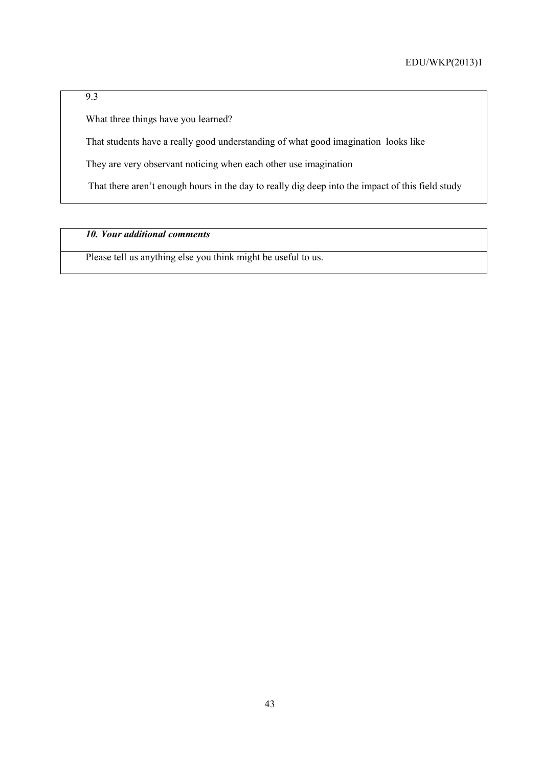9.3

What three things have you learned?

That students have a really good understanding of what good imagination looks like

They are very observant noticing when each other use imagination

That there aren't enough hours in the day to really dig deep into the impact of this field study

***10. Your additional comments***

Please tell us anything else you think might be useful to us.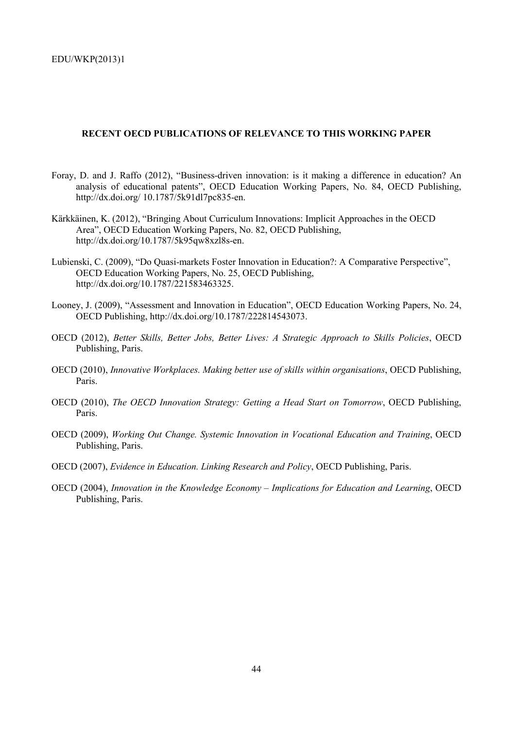## RECENT OECD PUBLICATIONS OF RELEVANCE TO THIS WORKING PAPER

Foray, D. and J. Raffo (2012), "Business-driven innovation: is it making a difference in education? An analysis of educational patents", OECD Education Working Papers, No. 84, OECD Publishing, http://dx.doi.org/ 10.1787/5k91dl7pc835-en.

Kärkkäinen, K. (2012), "Bringing About Curriculum Innovations: Implicit Approaches in the OECD Area", OECD Education Working Papers, No. 82, OECD Publishing, http://dx.doi.org/10.1787/5k95qw8xzl8s-en.

Lubienski, C. (2009), "Do Quasi-markets Foster Innovation in Education?: A Comparative Perspective", OECD Education Working Papers, No. 25, OECD Publishing, http://dx.doi.org/10.1787/221583463325.

Looney, J. (2009), "Assessment and Innovation in Education", OECD Education Working Papers, No. 24, OECD Publishing, http://dx.doi.org/10.1787/222814543073.

OECD (2012), *Better Skills, Better Jobs, Better Lives: A Strategic Approach to Skills Policies*, OECD Publishing, Paris.

OECD (2010), *Innovative Workplaces. Making better use of skills within organisations*, OECD Publishing, Paris.

OECD (2010), *The OECD Innovation Strategy: Getting a Head Start on Tomorrow*, OECD Publishing, Paris.

OECD (2009), *Working Out Change. Systemic Innovation in Vocational Education and Training*, OECD Publishing, Paris.

OECD (2007), *Evidence in Education. Linking Research and Policy*, OECD Publishing, Paris.

OECD (2004), *Innovation in the Knowledge Economy – Implications for Education and Learning*, OECD Publishing, Paris.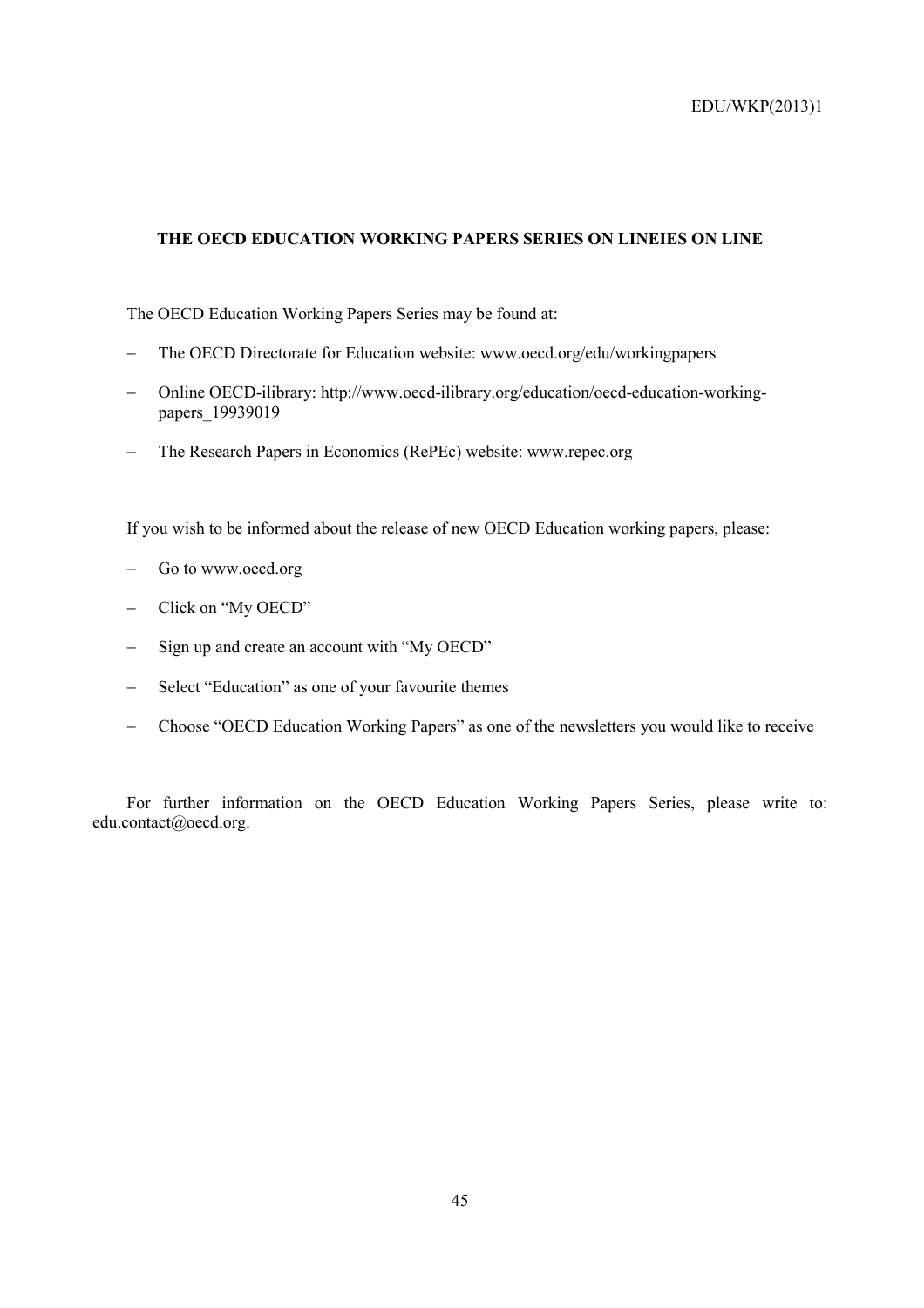**THE OECD EDUCATION WORKING PAPERS SERIES ON LINEIES ON LINE**

The OECD Education Working Papers Series may be found at:

- The OECD Directorate for Education website: www.oecd.org/edu/workingpapers
- Online OECD-ilibrary: http://www.oecd-ilibrary.org/education/oecd-education-working-papers_19939019
- The Research Papers in Economics (RePEc) website: www.repec.org

If you wish to be informed about the release of new OECD Education working papers, please:

- Go to www.oecd.org
- Click on "My OECD"
- Sign up and create an account with "My OECD"
- Select "Education" as one of your favourite themes
- Choose "OECD Education Working Papers" as one of the newsletters you would like to receive

For further information on the OECD Education Working Papers Series, please write to: edu.contact@oecd.org.